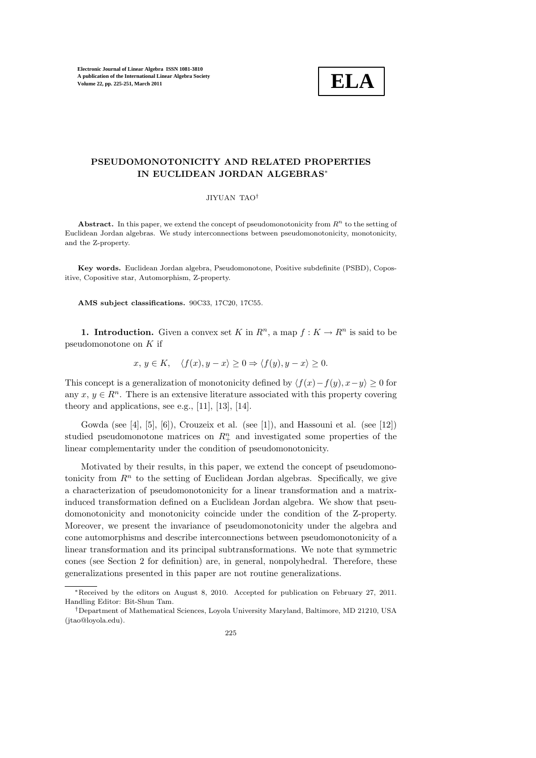# PSEUDOMONOTONICITY AND RELATED PROPERTIES IN EUCLIDEAN JORDAN ALGEBRAS*

JIYUAN TAO†

**Abstract.** In this paper, we extend the concept of pseudomonotonicity from $R^n$ to the setting of Euclidean Jordan algebras. We study interconnections between pseudomonotonicity, monotonicity, and the Z-property.

**Key words.** Euclidean Jordan algebra, Pseudomonotone, Positive subdefinite (PSBD), Copositive, Copositive star, Automorphism, Z-property.

**AMS subject classifications.** 90C33, 17C20, 17C55.

**1. Introduction.** Given a convex set $K$ in $R^n$, a map $f : K \to R^n$ is said to be pseudomonotone on $K$ if

$$x, y \in K, \quad \langle f(x), y - x\rangle \geq 0 \Rightarrow \langle f(y), y - x\rangle \geq 0.$$

This concept is a generalization of monotonicity defined by $\langle f(x) - f(y), x - y\rangle \geq 0$ for any $x, y \in R^n$. There is an extensive literature associated with this property covering theory and applications, see e.g., [11], [13], [14].

Gowda (see [4], [5], [6]), Crouzeix et al. (see [1]), and Hassouni et al. (see [12]) studied pseudomonotone matrices on $R^n_+$ and investigated some properties of the linear complementarity under the condition of pseudomonotonicity.

Motivated by their results, in this paper, we extend the concept of pseudomonotonicity from $R^n$ to the setting of Euclidean Jordan algebras. Specifically, we give a characterization of pseudomonotonicity for a linear transformation and a matrix-induced transformation defined on a Euclidean Jordan algebra. We show that pseudomonotonicity and monotonicity coincide under the condition of the Z-property. Moreover, we present the invariance of pseudomonotonicity under the algebra and cone automorphisms and describe interconnections between pseudomonotonicity of a linear transformation and its principal subtransformations. We note that symmetric cones (see Section 2 for definition) are, in general, nonpolyhedral. Therefore, these generalizations presented in this paper are not routine generalizations.

*Received by the editors on August 8, 2010. Accepted for publication on February 27, 2011. Handling Editor: Bit-Shun Tam.

†Department of Mathematical Sciences, Loyola University Maryland, Baltimore, MD 21210, USA (jtao@loyola.edu).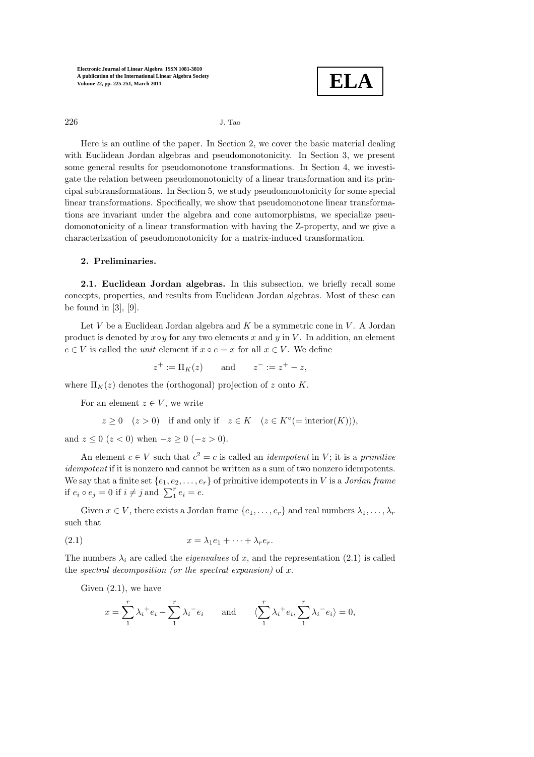Here is an outline of the paper. In Section 2, we cover the basic material dealing with Euclidean Jordan algebras and pseudomonotonicity. In Section 3, we present some general results for pseudomonotone transformations. In Section 4, we investigate the relation between pseudomonotonicity of a linear transformation and its principal subtransformations. In Section 5, we study pseudomonotonicity for some special linear transformations. Specifically, we show that pseudomonotone linear transformations are invariant under the algebra and cone automorphisms, we specialize pseudomonotonicity of a linear transformation with having the Z-property, and we give a characterization of pseudomonotonicity for a matrix-induced transformation.

## 2. Preliminaries.

**2.1. Euclidean Jordan algebras.** In this subsection, we briefly recall some concepts, properties, and results from Euclidean Jordan algebras. Most of these can be found in [3], [9].

Let $V$ be a Euclidean Jordan algebra and $K$ be a symmetric cone in $V$. A Jordan product is denoted by $x \circ y$ for any two elements $x$ and $y$ in $V$. In addition, an element $e \in V$ is called the *unit* element if $x \circ e = x$ for all $x \in V$. We define

$$z^+ := \Pi_K(z) \qquad \text{and} \qquad z^- := z^+ - z,$$

where $\Pi_K(z)$ denotes the (orthogonal) projection of $z$ onto $K$.

For an element $z \in V$, we write

$$z \geq 0 \quad (z > 0) \quad \text{if and only if} \quad z \in K \quad (z \in K^\circ (= \text{interior}(K))),$$

and $z \leq 0$ ($z < 0$) when $-z \geq 0$ ($-z > 0$).

An element $c \in V$ such that $c^2 = c$ is called an *idempotent* in $V$; it is a *primitive idempotent* if it is nonzero and cannot be written as a sum of two nonzero idempotents. We say that a finite set $\{e_1, e_2, \ldots, e_r\}$ of primitive idempotents in $V$ is a *Jordan frame* if $e_i \circ e_j = 0$ if $i \neq j$ and $\sum_1^r e_i = e$.

Given $x \in V$, there exists a Jordan frame $\{e_1, \ldots, e_r\}$ and real numbers $\lambda_1, \ldots, \lambda_r$ such that

$$x = \lambda_1 e_1 + \cdots + \lambda_r e_r. \tag{2.1}$$

The numbers $\lambda_i$ are called the *eigenvalues* of $x$, and the representation (2.1) is called the *spectral decomposition (or the spectral expansion)* of $x$.

Given (2.1), we have

$$x = \sum_1^r {\lambda_i}^+ e_i - \sum_1^r {\lambda_i}^- e_i \qquad \text{and} \qquad \langle \sum_1^r {\lambda_i}^+ e_i, \sum_1^r {\lambda_i}^- e_i \rangle = 0,$$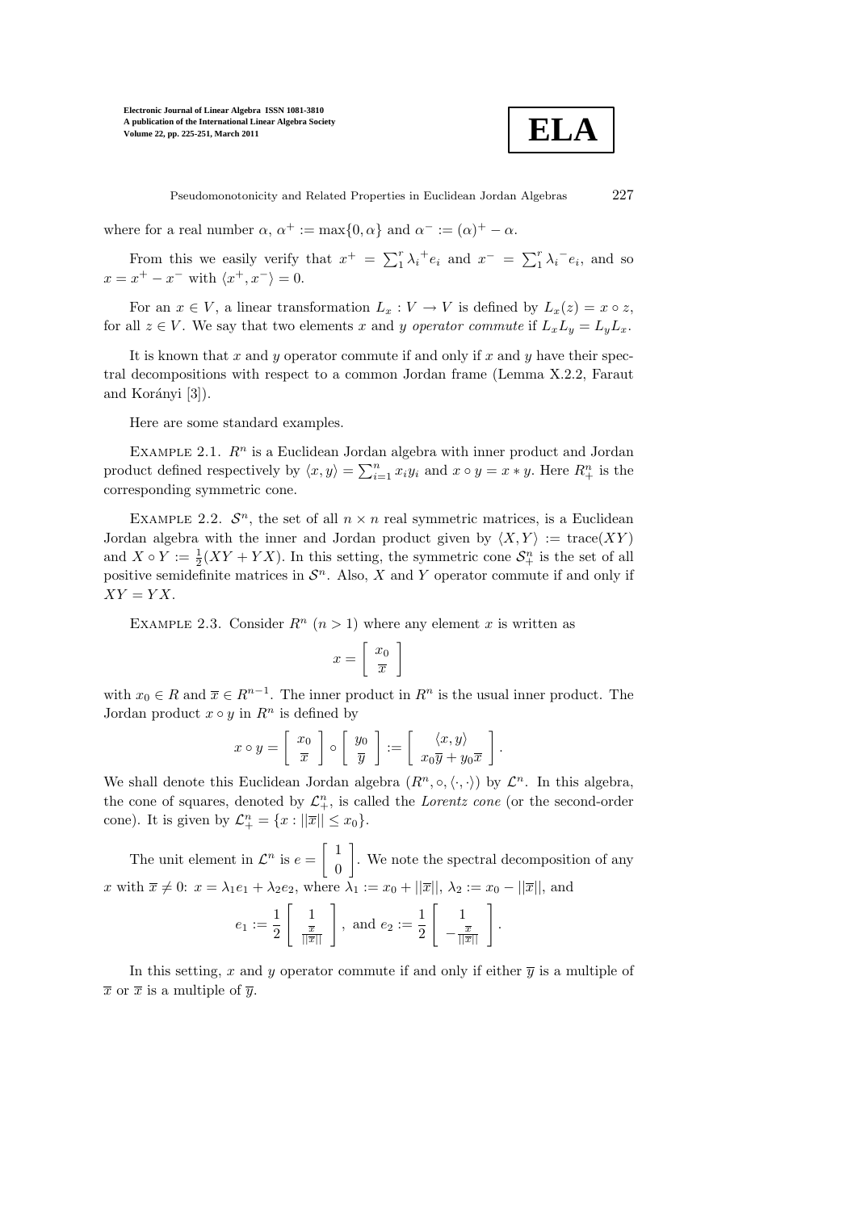where for a real number $\alpha$, $\alpha^+ := \max\{0, \alpha\}$ and $\alpha^- := (\alpha)^+ - \alpha$.

From this we easily verify that $x^+ = \sum_1^r {\lambda_i}^+ e_i$ and $x^- = \sum_1^r {\lambda_i}^- e_i$, and so $x = x^+ - x^-$ with $\langle x^+, x^- \rangle = 0$.

For an $x \in V$, a linear transformation $L_x : V \to V$ is defined by $L_x(z) = x \circ z$, for all $z \in V$. We say that two elements $x$ and $y$ *operator commute* if $L_x L_y = L_y L_x$.

It is known that $x$ and $y$ operator commute if and only if $x$ and $y$ have their spectral decompositions with respect to a common Jordan frame (Lemma X.2.2, Faraut and Korányi [3]).

Here are some standard examples.

Example 2.1. $R^n$ is a Euclidean Jordan algebra with inner product and Jordan product defined respectively by $\langle x, y \rangle = \sum_{i=1}^n x_i y_i$ and $x \circ y = x * y$. Here $R^n_+$ is the corresponding symmetric cone.

Example 2.2. $\mathcal{S}^n$, the set of all $n \times n$ real symmetric matrices, is a Euclidean Jordan algebra with the inner and Jordan product given by $\langle X, Y \rangle := \text{trace}(XY)$ and $X \circ Y := \frac{1}{2}(XY + YX)$. In this setting, the symmetric cone $\mathcal{S}^n_+$ is the set of all positive semidefinite matrices in $\mathcal{S}^n$. Also, $X$ and $Y$ operator commute if and only if $XY = YX$.

Example 2.3. Consider $R^n$ $(n > 1)$ where any element $x$ is written as

$$x = \begin{bmatrix} x_0 \\ \overline{x} \end{bmatrix}$$

with $x_0 \in R$ and $\overline{x} \in R^{n-1}$. The inner product in $R^n$ is the usual inner product. The Jordan product $x \circ y$ in $R^n$ is defined by

$$x \circ y = \begin{bmatrix} x_0 \\ \overline{x} \end{bmatrix} \circ \begin{bmatrix} y_0 \\ \overline{y} \end{bmatrix} := \begin{bmatrix} \langle x, y \rangle \\ x_0 \overline{y} + y_0 \overline{x} \end{bmatrix}.$$

We shall denote this Euclidean Jordan algebra $(R^n, \circ, \langle \cdot, \cdot \rangle)$ by $\mathcal{L}^n$. In this algebra, the cone of squares, denoted by $\mathcal{L}^n_+$, is called the *Lorentz cone* (or the second-order cone). It is given by $\mathcal{L}^n_+ = \{x : ||\overline{x}|| \leq x_0\}$.

The unit element in $\mathcal{L}^n$ is $e = \begin{bmatrix} 1 \\ 0 \end{bmatrix}$. We note the spectral decomposition of any $x$ with $\overline{x} \neq 0$: $x = \lambda_1 e_1 + \lambda_2 e_2$, where $\lambda_1 := x_0 + ||\overline{x}||$, $\lambda_2 := x_0 - ||\overline{x}||$, and

$$e_1 := \frac{1}{2} \begin{bmatrix} 1 \\ \frac{\overline{x}}{||\overline{x}||} \end{bmatrix}, \text{ and } e_2 := \frac{1}{2} \begin{bmatrix} 1 \\ -\frac{\overline{x}}{||\overline{x}||} \end{bmatrix}.$$

In this setting, $x$ and $y$ operator commute if and only if either $\overline{y}$ is a multiple of $\overline{x}$ or $\overline{x}$ is a multiple of $\overline{y}$.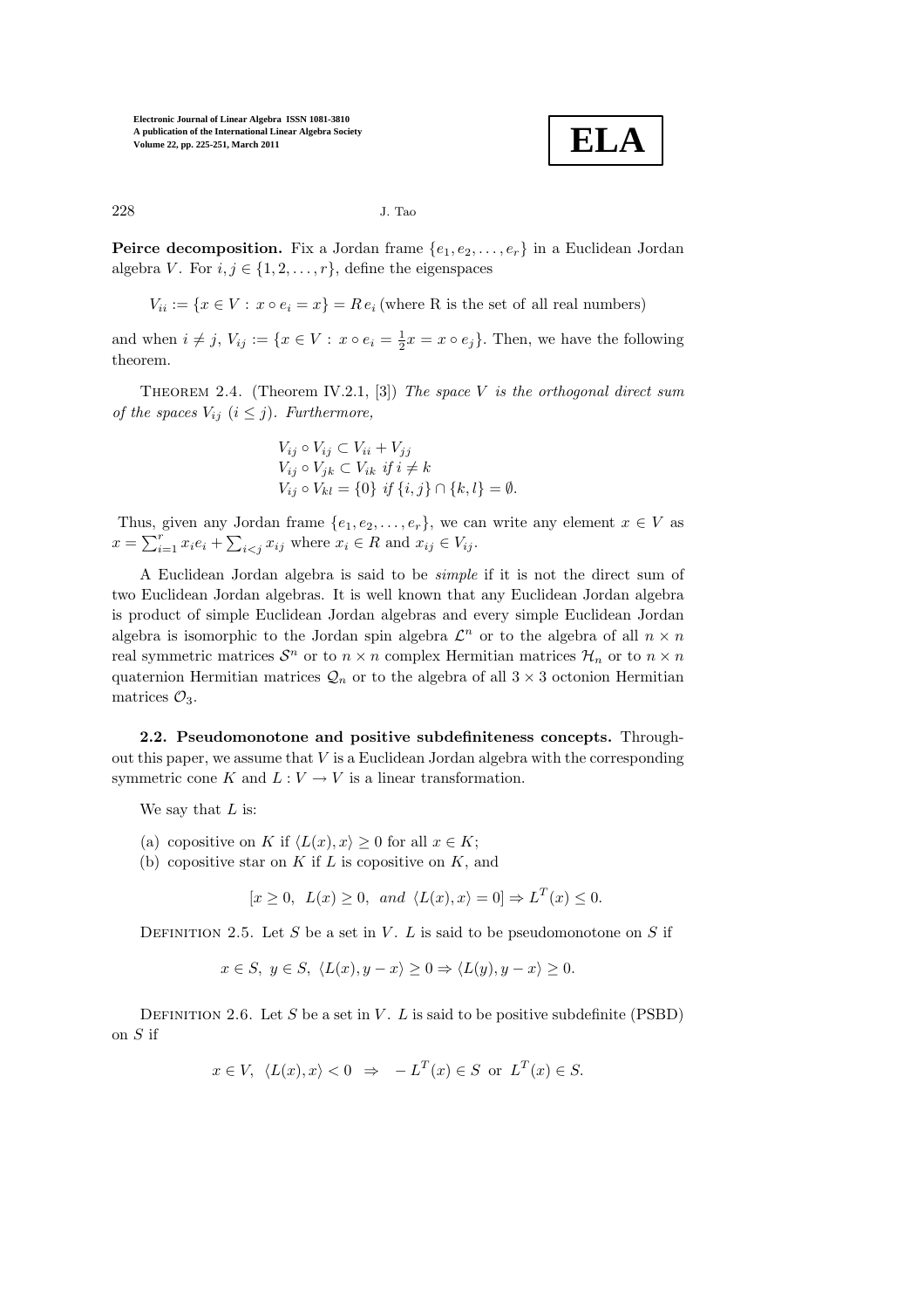**Peirce decomposition.** Fix a Jordan frame $\{e_1, e_2, \ldots, e_r\}$ in a Euclidean Jordan algebra $V$. For $i, j \in \{1, 2, \ldots, r\}$, define the eigenspaces

$$V_{ii} := \{x \in V : x \circ e_i = x\} = R\, e_i \text{ (where R is the set of all real numbers)}$$

and when $i \neq j$, $V_{ij} := \{x \in V : x \circ e_i = \frac{1}{2}x = x \circ e_j\}$. Then, we have the following theorem.

THEOREM 2.4. (Theorem IV.2.1, [3]) *The space $V$ is the orthogonal direct sum of the spaces $V_{ij}$ $(i \leq j)$. Furthermore,*

$$\begin{aligned}
&V_{ij} \circ V_{ij} \subset V_{ii} + V_{jj} \\
&V_{ij} \circ V_{jk} \subset V_{ik} \text{ if } i \neq k \\
&V_{ij} \circ V_{kl} = \{0\} \text{ if } \{i, j\} \cap \{k, l\} = \emptyset.
\end{aligned}$$

Thus, given any Jordan frame $\{e_1, e_2, \ldots, e_r\}$, we can write any element $x \in V$ as $x = \sum_{i=1}^{r} x_i e_i + \sum_{i<j} x_{ij}$ where $x_i \in R$ and $x_{ij} \in V_{ij}$.

A Euclidean Jordan algebra is said to be *simple* if it is not the direct sum of two Euclidean Jordan algebras. It is well known that any Euclidean Jordan algebra is product of simple Euclidean Jordan algebras and every simple Euclidean Jordan algebra is isomorphic to the Jordan spin algebra $\mathcal{L}^n$ or to the algebra of all $n \times n$ real symmetric matrices $\mathcal{S}^n$ or to $n \times n$ complex Hermitian matrices $\mathcal{H}_n$ or to $n \times n$ quaternion Hermitian matrices $\mathcal{Q}_n$ or to the algebra of all $3 \times 3$ octonion Hermitian matrices $\mathcal{O}_3$.

**2.2. Pseudomonotone and positive subdefiniteness concepts.** Throughout this paper, we assume that $V$ is a Euclidean Jordan algebra with the corresponding symmetric cone $K$ and $L : V \to V$ is a linear transformation.

We say that $L$ is:

(a) copositive on $K$ if $\langle L(x), x\rangle \geq 0$ for all $x \in K$;

(b) copositive star on $K$ if $L$ is copositive on $K$, and

$$[x \geq 0,\ \ L(x) \geq 0,\ \ and\ \ \langle L(x), x\rangle = 0] \Rightarrow L^T(x) \leq 0.$$

DEFINITION 2.5. Let $S$ be a set in $V$. $L$ is said to be pseudomonotone on $S$ if

$$x \in S,\ y \in S,\ \langle L(x), y - x\rangle \geq 0 \Rightarrow \langle L(y), y - x\rangle \geq 0.$$

DEFINITION 2.6. Let $S$ be a set in $V$. $L$ is said to be positive subdefinite (PSBD) on $S$ if

$$x \in V,\ \ \langle L(x), x\rangle < 0 \ \ \Rightarrow \ \ -L^T(x) \in S \ \text{ or } \ L^T(x) \in S.$$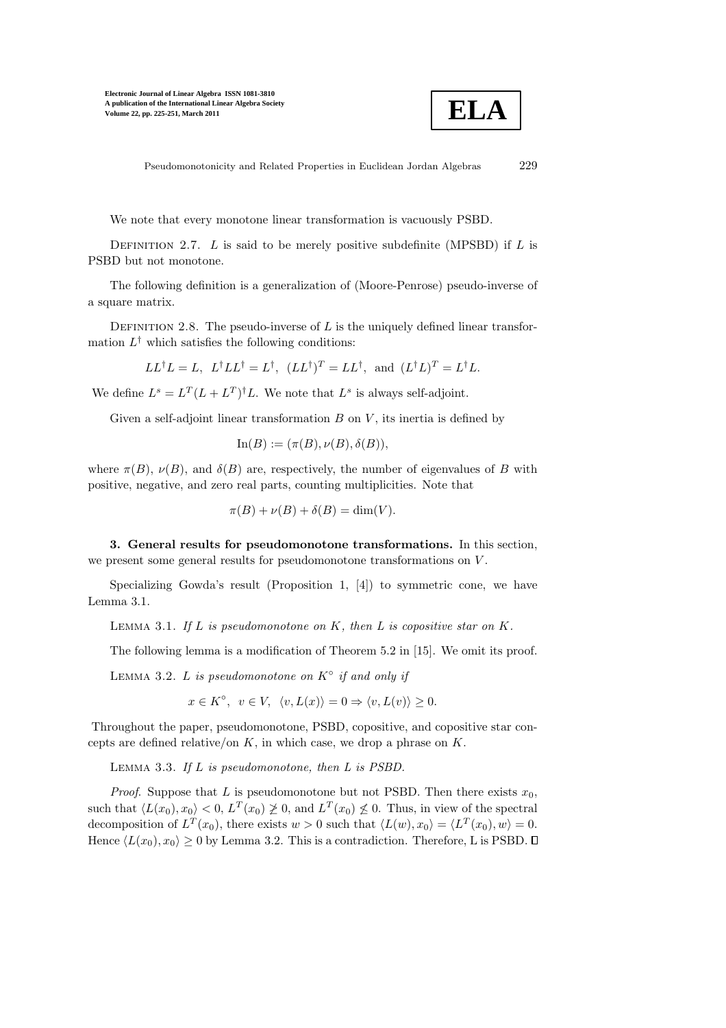We note that every monotone linear transformation is vacuously PSBD.

Definition 2.7. $L$ is said to be merely positive subdefinite (MPSBD) if $L$ is PSBD but not monotone.

The following definition is a generalization of (Moore-Penrose) pseudo-inverse of a square matrix.

Definition 2.8. The pseudo-inverse of $L$ is the uniquely defined linear transformation $L^\dagger$ which satisfies the following conditions:

$$LL^\dagger L = L,\ \ L^\dagger L L^\dagger = L^\dagger,\ \ (LL^\dagger)^T = LL^\dagger,\ \text{ and }\ (L^\dagger L)^T = L^\dagger L.$$

We define $L^s = L^T(L+L^T)^\dagger L$. We note that $L^s$ is always self-adjoint.

Given a self-adjoint linear transformation $B$ on $V$, its inertia is defined by

$$\text{In}(B) := (\pi(B), \nu(B), \delta(B)),$$

where $\pi(B)$, $\nu(B)$, and $\delta(B)$ are, respectively, the number of eigenvalues of $B$ with positive, negative, and zero real parts, counting multiplicities. Note that

$$\pi(B) + \nu(B) + \delta(B) = \dim(V).$$

**3. General results for pseudomonotone transformations.** In this section, we present some general results for pseudomonotone transformations on $V$.

Specializing Gowda's result (Proposition 1, [4]) to symmetric cone, we have Lemma 3.1.

Lemma 3.1. *If $L$ is pseudomonotone on $K$, then $L$ is copositive star on $K$.*

The following lemma is a modification of Theorem 5.2 in [15]. We omit its proof.

Lemma 3.2. *$L$ is pseudomonotone on $K^\circ$ if and only if*

$$x \in K^\circ,\ \ v \in V,\ \ \langle v, L(x)\rangle = 0 \Rightarrow \langle v, L(v)\rangle \geq 0.$$

Throughout the paper, pseudomonotone, PSBD, copositive, and copositive star concepts are defined relative/on $K$, in which case, we drop a phrase on $K$.

Lemma 3.3. *If $L$ is pseudomonotone, then $L$ is PSBD.*

*Proof.* Suppose that $L$ is pseudomonotone but not PSBD. Then there exists $x_0$, such that $\langle L(x_0), x_0\rangle < 0$, $L^T(x_0) \ngeq 0$, and $L^T(x_0) \nleq 0$. Thus, in view of the spectral decomposition of $L^T(x_0)$, there exists $w > 0$ such that $\langle L(w), x_0\rangle = \langle L^T(x_0), w\rangle = 0$. Hence $\langle L(x_0), x_0\rangle \geq 0$ by Lemma 3.2. This is a contradiction. Therefore, L is PSBD. $\square$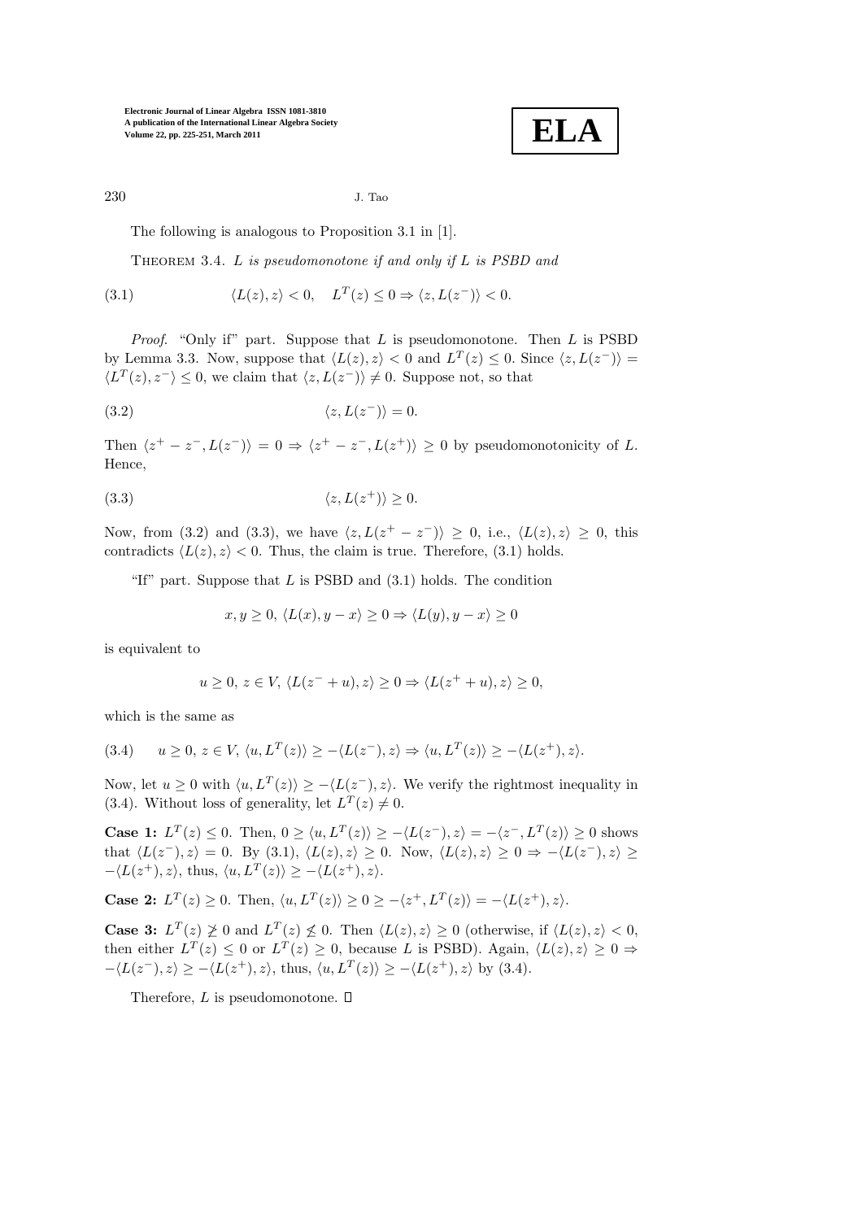The following is analogous to Proposition 3.1 in [1].

Theorem 3.4. *$L$ is pseudomonotone if and only if $L$ is PSBD and*

$$\langle L(z), z\rangle < 0, \quad L^T(z) \leq 0 \Rightarrow \langle z, L(z^-)\rangle < 0. \tag{3.1}$$

*Proof.* "Only if" part. Suppose that $L$ is pseudomonotone. Then $L$ is PSBD by Lemma 3.3. Now, suppose that $\langle L(z), z\rangle < 0$ and $L^T(z) \leq 0$. Since $\langle z, L(z^-)\rangle = \langle L^T(z), z^-\rangle \leq 0$, we claim that $\langle z, L(z^-)\rangle \neq 0$. Suppose not, so that

$$\langle z, L(z^-)\rangle = 0. \tag{3.2}$$

Then $\langle z^+ - z^-, L(z^-)\rangle = 0 \Rightarrow \langle z^+ - z^-, L(z^+)\rangle \geq 0$ by pseudomonotonicity of $L$. Hence,

$$\langle z, L(z^+)\rangle \geq 0. \tag{3.3}$$

Now, from (3.2) and (3.3), we have $\langle z, L(z^+ - z^-)\rangle \geq 0$, i.e., $\langle L(z), z\rangle \geq 0$, this contradicts $\langle L(z), z\rangle < 0$. Thus, the claim is true. Therefore, (3.1) holds.

"If" part. Suppose that $L$ is PSBD and (3.1) holds. The condition

$$x, y \geq 0,\ \langle L(x), y - x\rangle \geq 0 \Rightarrow \langle L(y), y - x\rangle \geq 0$$

is equivalent to

$$u \geq 0,\ z \in V,\ \langle L(z^- + u), z\rangle \geq 0 \Rightarrow \langle L(z^+ + u), z\rangle \geq 0,$$

which is the same as

$$u \geq 0,\ z \in V,\ \langle u, L^T(z)\rangle \geq -\langle L(z^-), z\rangle \Rightarrow \langle u, L^T(z)\rangle \geq -\langle L(z^+), z\rangle. \tag{3.4}$$

Now, let $u \geq 0$ with $\langle u, L^T(z)\rangle \geq -\langle L(z^-), z\rangle$. We verify the rightmost inequality in (3.4). Without loss of generality, let $L^T(z) \neq 0$.

**Case 1:** $L^T(z) \leq 0$. Then, $0 \geq \langle u, L^T(z)\rangle \geq -\langle L(z^-), z\rangle = -\langle z^-, L^T(z)\rangle \geq 0$ shows that $\langle L(z^-), z\rangle = 0$. By (3.1), $\langle L(z), z\rangle \geq 0$. Now, $\langle L(z), z\rangle \geq 0 \Rightarrow -\langle L(z^-), z\rangle \geq -\langle L(z^+), z\rangle$, thus, $\langle u, L^T(z)\rangle \geq -\langle L(z^+), z\rangle$.

**Case 2:** $L^T(z) \geq 0$. Then, $\langle u, L^T(z)\rangle \geq 0 \geq -\langle z^+, L^T(z)\rangle = -\langle L(z^+), z\rangle$.

**Case 3:** $L^T(z) \ngeq 0$ and $L^T(z) \nleq 0$. Then $\langle L(z), z\rangle \geq 0$ (otherwise, if $\langle L(z), z\rangle < 0$, then either $L^T(z) \leq 0$ or $L^T(z) \geq 0$, because $L$ is PSBD). Again, $\langle L(z), z\rangle \geq 0 \Rightarrow -\langle L(z^-), z\rangle \geq -\langle L(z^+), z\rangle$, thus, $\langle u, L^T(z)\rangle \geq -\langle L(z^+), z\rangle$ by (3.4).

Therefore, $L$ is pseudomonotone. $\square$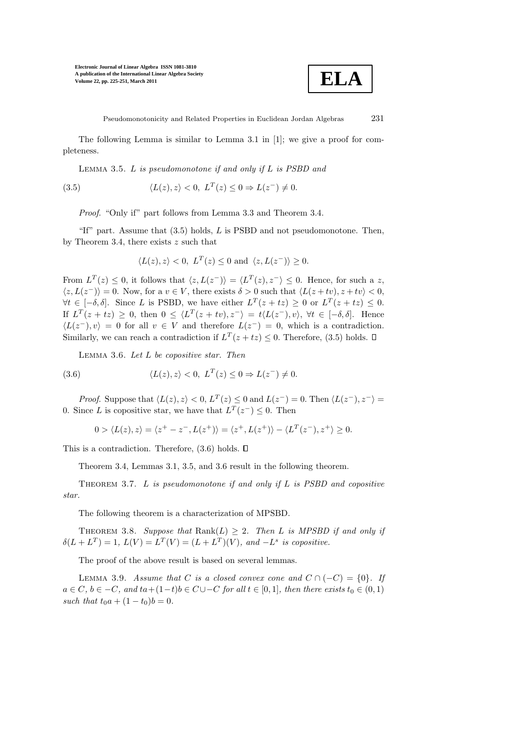The following Lemma is similar to Lemma 3.1 in [1]; we give a proof for completeness.

Lemma 3.5. *$L$ is pseudomonotone if and only if $L$ is PSBD and*

$$\langle L(z), z\rangle < 0,\ L^T(z) \leq 0 \Rightarrow L(z^-) \neq 0. \tag{3.5}$$

*Proof*. "Only if" part follows from Lemma 3.3 and Theorem 3.4.

"If" part. Assume that (3.5) holds, $L$ is PSBD and not pseudomonotone. Then, by Theorem 3.4, there exists $z$ such that

$$\langle L(z), z\rangle < 0,\ L^T(z) \leq 0 \text{ and } \langle z, L(z^-)\rangle \geq 0.$$

From $L^T(z) \leq 0$, it follows that $\langle z, L(z^-)\rangle = \langle L^T(z), z^-\rangle \leq 0$. Hence, for such a $z$, $\langle z, L(z^-)\rangle = 0$. Now, for a $v \in V$, there exists $\delta > 0$ such that $\langle L(z+tv), z+tv\rangle < 0$, $\forall t \in [-\delta, \delta]$. Since $L$ is PSBD, we have either $L^T(z+tz) \geq 0$ or $L^T(z+tz) \leq 0$. If $L^T(z+tz) \geq 0$, then $0 \leq \langle L^T(z+tv), z^-\rangle = t\langle L(z^-), v\rangle$, $\forall t \in [-\delta, \delta]$. Hence $\langle L(z^-), v\rangle = 0$ for all $v \in V$ and therefore $L(z^-) = 0$, which is a contradiction. Similarly, we can reach a contradiction if $L^T(z+tz) \leq 0$. Therefore, (3.5) holds. $\square$

Lemma 3.6. *Let $L$ be copositive star. Then*

$$\langle L(z), z\rangle < 0,\ L^T(z) \leq 0 \Rightarrow L(z^-) \neq 0. \tag{3.6}$$

*Proof*. Suppose that $\langle L(z), z\rangle < 0$, $L^T(z) \leq 0$ and $L(z^-) = 0$. Then $\langle L(z^-), z^-\rangle = 0$. Since $L$ is copositive star, we have that $L^T(z^-) \leq 0$. Then

$$0 > \langle L(z), z\rangle = \langle z^+ - z^-, L(z^+)\rangle = \langle z^+, L(z^+)\rangle - \langle L^T(z^-), z^+\rangle \geq 0.$$

This is a contradiction. Therefore, (3.6) holds. $\square$

Theorem 3.4, Lemmas 3.1, 3.5, and 3.6 result in the following theorem.

Theorem 3.7. *$L$ is pseudomonotone if and only if $L$ is PSBD and copositive star.*

The following theorem is a characterization of MPSBD.

Theorem 3.8. *Suppose that $\text{Rank}(L) \geq 2$. Then $L$ is MPSBD if and only if $\delta(L + L^T) = 1$, $L(V) = L^T(V) = (L + L^T)(V)$, and $-L^s$ is copositive.*

The proof of the above result is based on several lemmas.

Lemma 3.9. *Assume that $C$ is a closed convex cone and $C \cap (-C) = \{0\}$. If $a \in C$, $b \in -C$, and $ta + (1-t)b \in C \cup -C$ for all $t \in [0, 1]$, then there exists $t_0 \in (0, 1)$ such that $t_0 a + (1 - t_0)b = 0$.*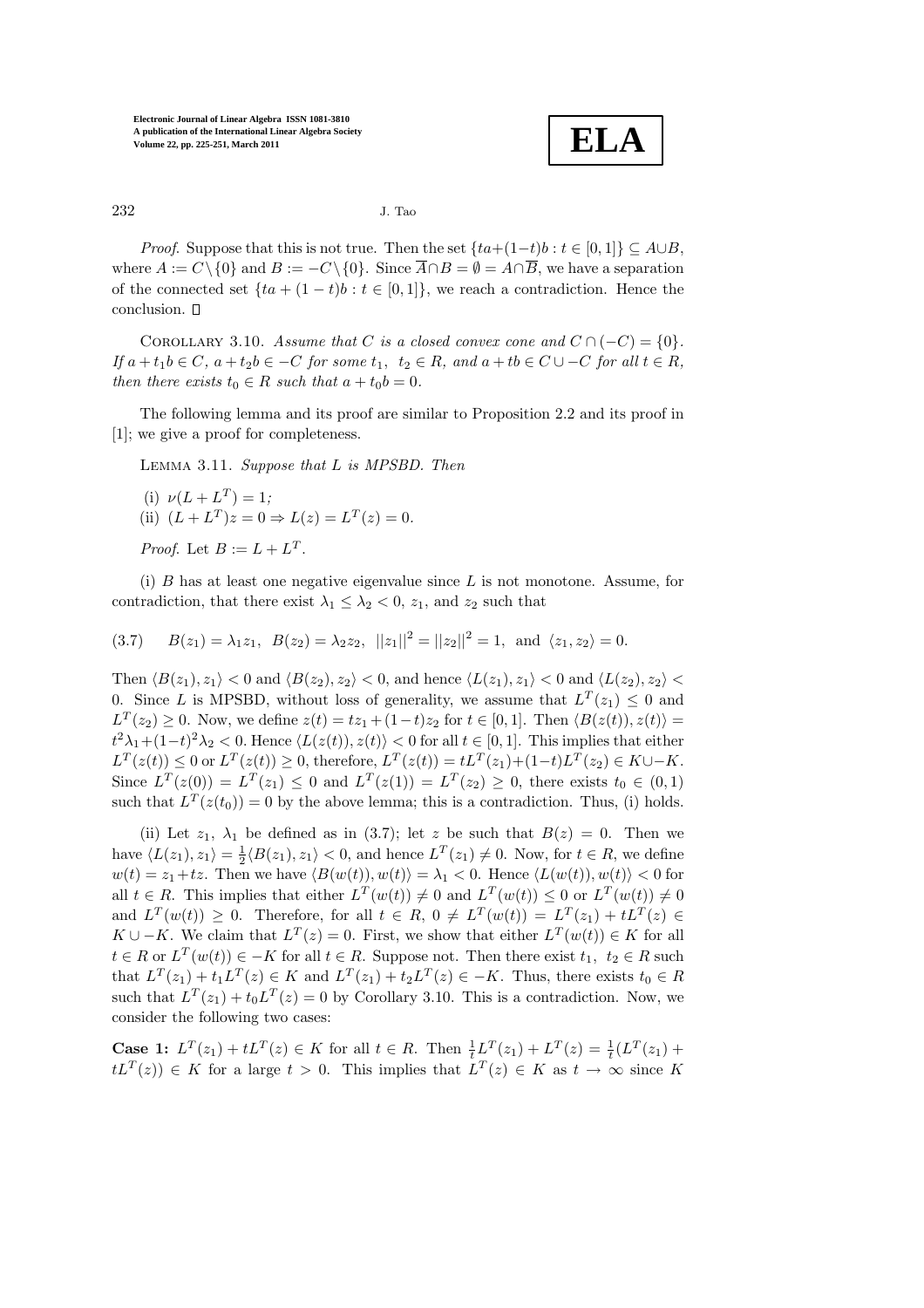*Proof*. Suppose that this is not true. Then the set $\{ta+(1-t)b : t \in [0,1]\} \subseteq A \cup B$, where $A := C \setminus \{0\}$ and $B := -C \setminus \{0\}$. Since $\overline{A} \cap B = \emptyset = A \cap \overline{B}$, we have a separation of the connected set $\{ta + (1-t)b : t \in [0,1]\}$, we reach a contradiction. Hence the conclusion. □

Corollary 3.10. *Assume that $C$ is a closed convex cone and $C \cap (-C) = \{0\}$. If $a + t_1 b \in C$, $a + t_2 b \in -C$ for some $t_1$, $t_2 \in R$, and $a + tb \in C \cup -C$ for all $t \in R$, then there exists $t_0 \in R$ such that $a + t_0 b = 0$.*

The following lemma and its proof are similar to Proposition 2.2 and its proof in [1]; we give a proof for completeness.

Lemma 3.11. *Suppose that $L$ is MPSBD. Then*

(i) $\nu(L + L^T) = 1$;
(ii) $(L + L^T)z = 0 \Rightarrow L(z) = L^T(z) = 0$.

*Proof*. Let $B := L + L^T$.

(i) $B$ has at least one negative eigenvalue since $L$ is not monotone. Assume, for contradiction, that there exist $\lambda_1 \le \lambda_2 < 0$, $z_1$, and $z_2$ such that

$$B(z_1) = \lambda_1 z_1, \;\; B(z_2) = \lambda_2 z_2, \;\; ||z_1||^2 = ||z_2||^2 = 1, \;\text{ and }\; \langle z_1, z_2 \rangle = 0. \tag{3.7}$$

Then $\langle B(z_1), z_1 \rangle < 0$ and $\langle B(z_2), z_2 \rangle < 0$, and hence $\langle L(z_1), z_1 \rangle < 0$ and $\langle L(z_2), z_2 \rangle < 0$. Since $L$ is MPSBD, without loss of generality, we assume that $L^T(z_1) \le 0$ and $L^T(z_2) \ge 0$. Now, we define $z(t) = tz_1 + (1-t)z_2$ for $t \in [0,1]$. Then $\langle B(z(t)), z(t) \rangle = t^2\lambda_1 + (1-t)^2\lambda_2 < 0$. Hence $\langle L(z(t)), z(t) \rangle < 0$ for all $t \in [0,1]$. This implies that either $L^T(z(t)) \le 0$ or $L^T(z(t)) \ge 0$, therefore, $L^T(z(t)) = tL^T(z_1) + (1-t)L^T(z_2) \in K \cup -K$. Since $L^T(z(0)) = L^T(z_1) \le 0$ and $L^T(z(1)) = L^T(z_2) \ge 0$, there exists $t_0 \in (0,1)$ such that $L^T(z(t_0)) = 0$ by the above lemma; this is a contradiction. Thus, (i) holds.

(ii) Let $z_1$, $\lambda_1$ be defined as in (3.7); let $z$ be such that $B(z) = 0$. Then we have $\langle L(z_1), z_1 \rangle = \frac{1}{2}\langle B(z_1), z_1 \rangle < 0$, and hence $L^T(z_1) \neq 0$. Now, for $t \in R$, we define $w(t) = z_1 + tz$. Then we have $\langle B(w(t)), w(t) \rangle = \lambda_1 < 0$. Hence $\langle L(w(t)), w(t) \rangle < 0$ for all $t \in R$. This implies that either $L^T(w(t)) \neq 0$ and $L^T(w(t)) \le 0$ or $L^T(w(t)) \neq 0$ and $L^T(w(t)) \ge 0$. Therefore, for all $t \in R$, $0 \neq L^T(w(t)) = L^T(z_1) + tL^T(z) \in K \cup -K$. We claim that $L^T(z) = 0$. First, we show that either $L^T(w(t)) \in K$ for all $t \in R$ or $L^T(w(t)) \in -K$ for all $t \in R$. Suppose not. Then there exist $t_1$, $t_2 \in R$ such that $L^T(z_1) + t_1 L^T(z) \in K$ and $L^T(z_1) + t_2 L^T(z) \in -K$. Thus, there exists $t_0 \in R$ such that $L^T(z_1) + t_0 L^T(z) = 0$ by Corollary 3.10. This is a contradiction. Now, we consider the following two cases:

**Case 1:** $L^T(z_1) + tL^T(z) \in K$ for all $t \in R$. Then $\frac{1}{t}L^T(z_1) + L^T(z) = \frac{1}{t}(L^T(z_1) + tL^T(z)) \in K$ for a large $t > 0$. This implies that $L^T(z) \in K$ as $t \to \infty$ since $K$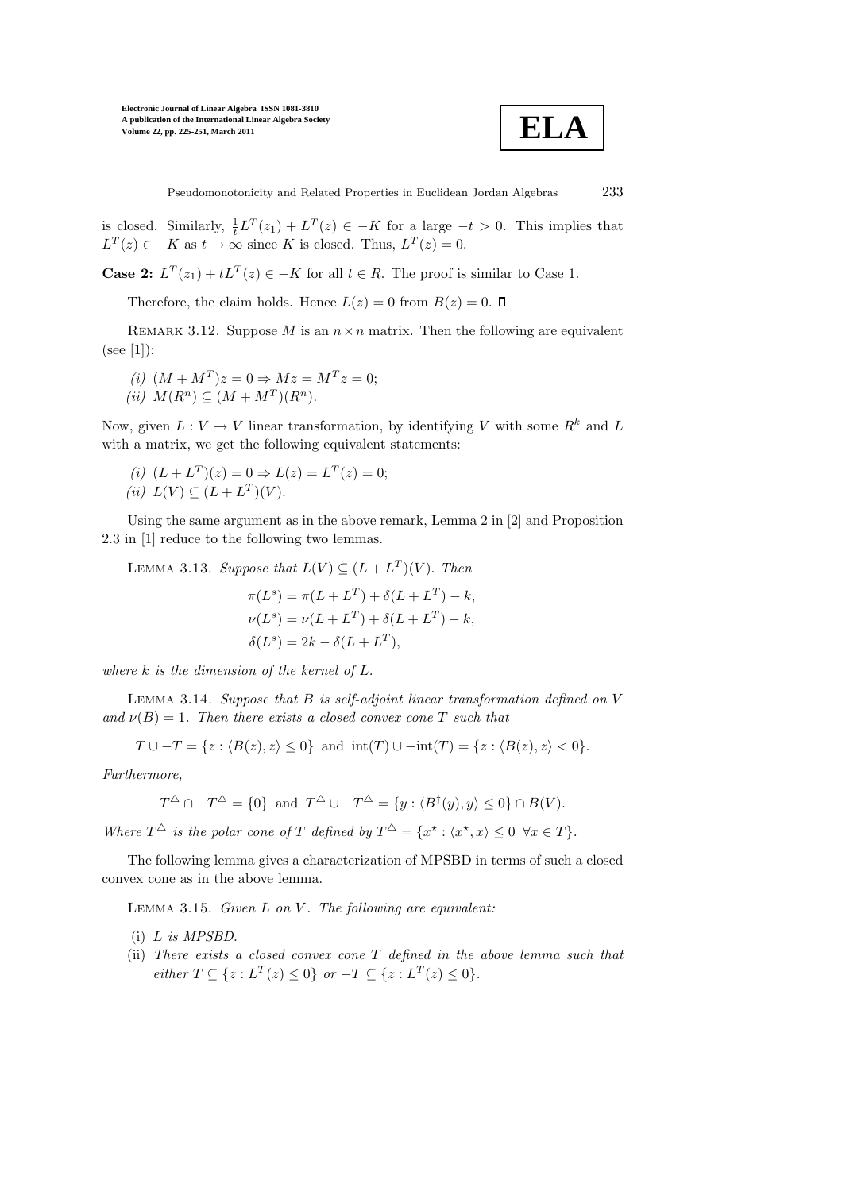is closed. Similarly, $\frac{1}{t}L^T(z_1) + L^T(z) \in -K$ for a large $-t > 0$. This implies that $L^T(z) \in -K$ as $t \to \infty$ since $K$ is closed. Thus, $L^T(z) = 0$.

**Case 2:** $L^T(z_1) + tL^T(z) \in -K$ for all $t \in R$. The proof is similar to Case 1.

Therefore, the claim holds. Hence $L(z) = 0$ from $B(z) = 0$. □

REMARK 3.12. Suppose $M$ is an $n \times n$ matrix. Then the following are equivalent (see [1]):

*(i)* $(M + M^T)z = 0 \Rightarrow Mz = M^T z = 0$;
*(ii)* $M(R^n) \subseteq (M + M^T)(R^n)$.

Now, given $L : V \to V$ linear transformation, by identifying $V$ with some $R^k$ and $L$ with a matrix, we get the following equivalent statements:

*(i)* $(L + L^T)(z) = 0 \Rightarrow L(z) = L^T(z) = 0$;
*(ii)* $L(V) \subseteq (L + L^T)(V)$.

Using the same argument as in the above remark, Lemma 2 in [2] and Proposition 2.3 in [1] reduce to the following two lemmas.

LEMMA 3.13. *Suppose that* $L(V) \subseteq (L + L^T)(V)$. *Then*

$$\pi(L^s) = \pi(L + L^T) + \delta(L + L^T) - k,$$
$$\nu(L^s) = \nu(L + L^T) + \delta(L + L^T) - k,$$
$$\delta(L^s) = 2k - \delta(L + L^T),$$

*where* $k$ *is the dimension of the kernel of* $L$.

LEMMA 3.14. *Suppose that* $B$ *is self-adjoint linear transformation defined on* $V$ *and* $\nu(B) = 1$. *Then there exists a closed convex cone* $T$ *such that*

$$T \cup -T = \{z : \langle B(z), z\rangle \leq 0\} \text{ and } \text{int}(T) \cup -\text{int}(T) = \{z : \langle B(z), z\rangle < 0\}.$$

*Furthermore,*

$$T^{\triangle} \cap -T^{\triangle} = \{0\} \text{ and } T^{\triangle} \cup -T^{\triangle} = \{y : \langle B^{\dagger}(y), y\rangle \leq 0\} \cap B(V).$$

*Where* $T^{\triangle}$ *is the polar cone of* $T$ *defined by* $T^{\triangle} = \{x^\star : \langle x^\star, x\rangle \leq 0 \ \ \forall x \in T\}$.

The following lemma gives a characterization of MPSBD in terms of such a closed convex cone as in the above lemma.

LEMMA 3.15. *Given* $L$ *on* $V$. *The following are equivalent:*

(i) *$L$ is MPSBD.*
(ii) *There exists a closed convex cone $T$ defined in the above lemma such that either $T \subseteq \{z : L^T(z) \leq 0\}$ or $-T \subseteq \{z : L^T(z) \leq 0\}$.*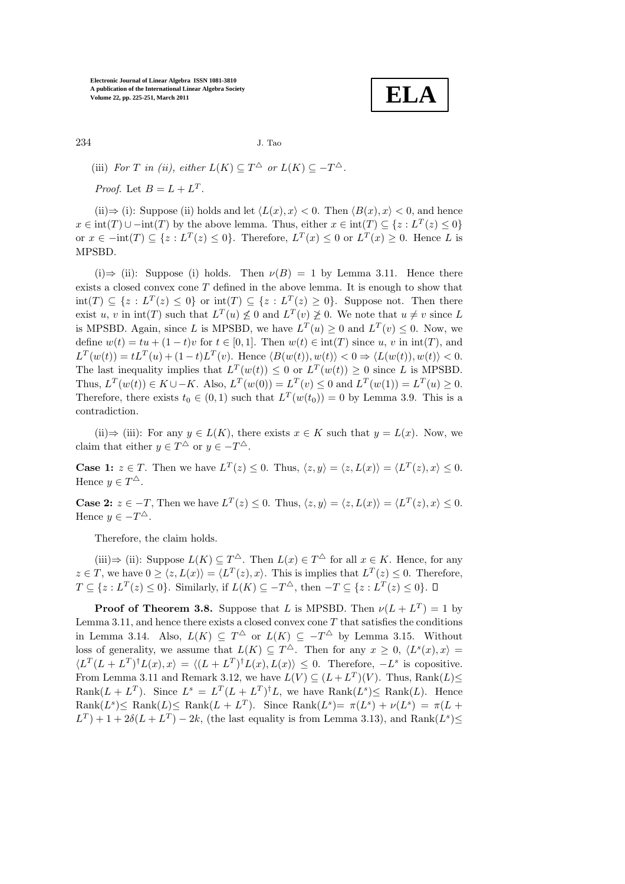(iii) *For $T$ in (ii), either $L(K) \subseteq T^{\triangle}$ or $L(K) \subseteq -T^{\triangle}$.*

*Proof.* Let $B = L + L^T$.

(ii)$\Rightarrow$ (i): Suppose (ii) holds and let $\langle L(x), x\rangle < 0$. Then $\langle B(x), x\rangle < 0$, and hence $x \in \text{int}(T) \cup -\text{int}(T)$ by the above lemma. Thus, either $x \in \text{int}(T) \subseteq \{z : L^T(z) \leq 0\}$ or $x \in -\text{int}(T) \subseteq \{z : L^T(z) \leq 0\}$. Therefore, $L^T(x) \leq 0$ or $L^T(x) \geq 0$. Hence $L$ is MPSBD.

(i)$\Rightarrow$ (ii): Suppose (i) holds. Then $\nu(B) = 1$ by Lemma 3.11. Hence there exists a closed convex cone $T$ defined in the above lemma. It is enough to show that $\text{int}(T) \subseteq \{z : L^T(z) \leq 0\}$ or $\text{int}(T) \subseteq \{z : L^T(z) \geq 0\}$. Suppose not. Then there exist $u$, $v$ in $\text{int}(T)$ such that $L^T(u) \not\leq 0$ and $L^T(v) \not\geq 0$. We note that $u \neq v$ since $L$ is MPSBD. Again, since $L$ is MPSBD, we have $L^T(u) \geq 0$ and $L^T(v) \leq 0$. Now, we define $w(t) = tu + (1-t)v$ for $t \in [0, 1]$. Then $w(t) \in \text{int}(T)$ since $u$, $v$ in $\text{int}(T)$, and $L^T(w(t)) = tL^T(u) + (1-t)L^T(v)$. Hence $\langle B(w(t)), w(t)\rangle < 0 \Rightarrow \langle L(w(t)), w(t)\rangle < 0$. The last inequality implies that $L^T(w(t)) \leq 0$ or $L^T(w(t)) \geq 0$ since $L$ is MPSBD. Thus, $L^T(w(t)) \in K \cup -K$. Also, $L^T(w(0)) = L^T(v) \leq 0$ and $L^T(w(1)) = L^T(u) \geq 0$. Therefore, there exists $t_0 \in (0, 1)$ such that $L^T(w(t_0)) = 0$ by Lemma 3.9. This is a contradiction.

(ii)$\Rightarrow$ (iii): For any $y \in L(K)$, there exists $x \in K$ such that $y = L(x)$. Now, we claim that either $y \in T^{\triangle}$ or $y \in -T^{\triangle}$.

**Case 1:** $z \in T$. Then we have $L^T(z) \leq 0$. Thus, $\langle z, y\rangle = \langle z, L(x)\rangle = \langle L^T(z), x\rangle \leq 0$. Hence $y \in T^{\triangle}$.

**Case 2:** $z \in -T$, Then we have $L^T(z) \leq 0$. Thus, $\langle z, y\rangle = \langle z, L(x)\rangle = \langle L^T(z), x\rangle \leq 0$. Hence $y \in -T^{\triangle}$.

Therefore, the claim holds.

(iii)$\Rightarrow$ (ii): Suppose $L(K) \subseteq T^{\triangle}$. Then $L(x) \in T^{\triangle}$ for all $x \in K$. Hence, for any $z \in T$, we have $0 \geq \langle z, L(x)\rangle = \langle L^T(z), x\rangle$. This is implies that $L^T(z) \leq 0$. Therefore, $T \subseteq \{z : L^T(z) \leq 0\}$. Similarly, if $L(K) \subseteq -T^{\triangle}$, then $-T \subseteq \{z : L^T(z) \leq 0\}$. $\square$

**Proof of Theorem 3.8.** Suppose that $L$ is MPSBD. Then $\nu(L + L^T) = 1$ by Lemma 3.11, and hence there exists a closed convex cone $T$ that satisfies the conditions in Lemma 3.14. Also, $L(K) \subseteq T^{\triangle}$ or $L(K) \subseteq -T^{\triangle}$ by Lemma 3.15. Without loss of generality, we assume that $L(K) \subseteq T^{\triangle}$. Then for any $x \geq 0$, $\langle L^s(x), x\rangle = \langle L^T(L + L^T)^{\dagger} L(x), x\rangle = \langle (L + L^T)^{\dagger} L(x), L(x)\rangle \leq 0$. Therefore, $-L^s$ is copositive. From Lemma 3.11 and Remark 3.12, we have $L(V) \subseteq (L + L^T)(V)$. Thus, $\text{Rank}(L) \leq \text{Rank}(L + L^T)$. Since $L^s = L^T(L + L^T)^{\dagger} L$, we have $\text{Rank}(L^s) \leq \text{Rank}(L)$. Hence $\text{Rank}(L^s) \leq \text{Rank}(L) \leq \text{Rank}(L + L^T)$. Since $\text{Rank}(L^s) = \pi(L^s) + \nu(L^s) = \pi(L + L^T) + 1 + 2\delta(L + L^T) - 2k$, (the last equality is from Lemma 3.13), and $\text{Rank}(L^s) \leq$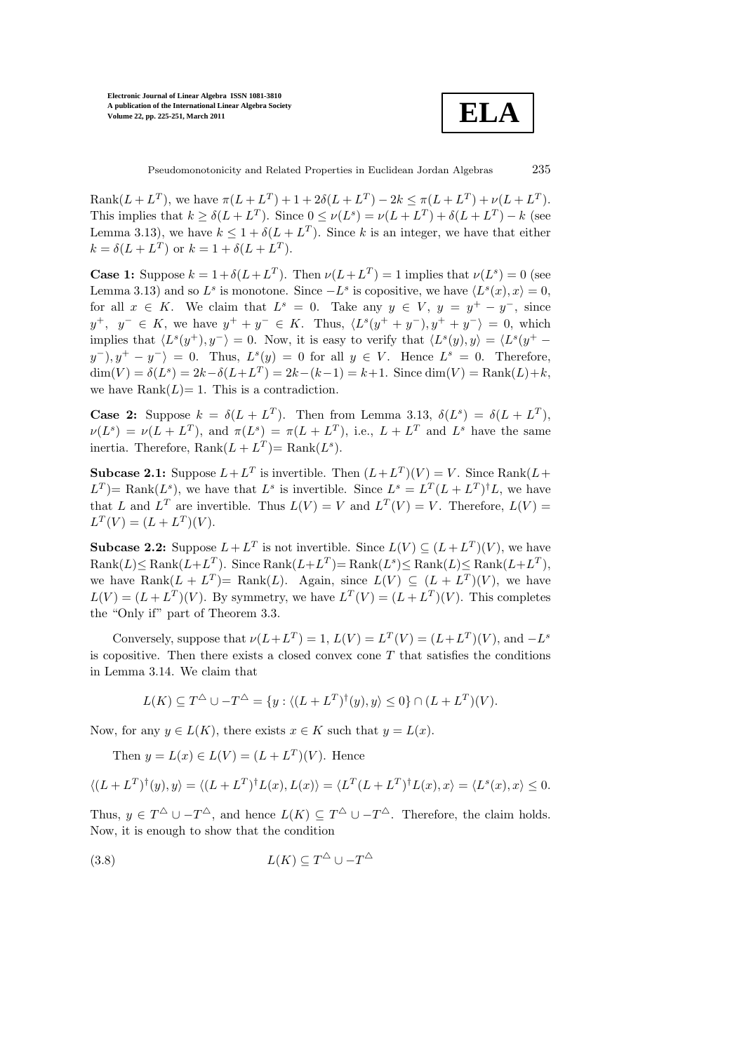$\text{Rank}(L + L^T)$, we have $\pi(L + L^T) + 1 + 2\delta(L + L^T) - 2k \leq \pi(L + L^T) + \nu(L + L^T)$. This implies that $k \geq \delta(L + L^T)$. Since $0 \leq \nu(L^s) = \nu(L + L^T) + \delta(L + L^T) - k$ (see Lemma 3.13), we have $k \leq 1 + \delta(L + L^T)$. Since $k$ is an integer, we have that either $k = \delta(L + L^T)$ or $k = 1 + \delta(L + L^T)$.

**Case 1:** Suppose $k = 1 + \delta(L + L^T)$. Then $\nu(L + L^T) = 1$ implies that $\nu(L^s) = 0$ (see Lemma 3.13) and so $L^s$ is monotone. Since $-L^s$ is copositive, we have $\langle L^s(x), x\rangle = 0$, for all $x \in K$. We claim that $L^s = 0$. Take any $y \in V$, $y = y^+ - y^-$, since $y^+, \ y^- \in K$, we have $y^+ + y^- \in K$. Thus, $\langle L^s(y^+ + y^-), y^+ + y^-\rangle = 0$, which implies that $\langle L^s(y^+), y^-\rangle = 0$. Now, it is easy to verify that $\langle L^s(y), y\rangle = \langle L^s(y^+ - y^-), y^+ - y^-\rangle = 0$. Thus, $L^s(y) = 0$ for all $y \in V$. Hence $L^s = 0$. Therefore, $\dim(V) = \delta(L^s) = 2k - \delta(L+L^T) = 2k-(k-1) = k+1$. Since $\dim(V) = \text{Rank}(L)+k$, we have $\text{Rank}(L)= 1$. This is a contradiction.

**Case 2:** Suppose $k = \delta(L + L^T)$. Then from Lemma 3.13, $\delta(L^s) = \delta(L + L^T)$, $\nu(L^s) = \nu(L + L^T)$, and $\pi(L^s) = \pi(L + L^T)$, i.e., $L + L^T$ and $L^s$ have the same inertia. Therefore, $\text{Rank}(L + L^T)= \text{Rank}(L^s)$.

**Subcase 2.1:** Suppose $L + L^T$ is invertible. Then $(L + L^T)(V) = V$. Since $\text{Rank}(L + L^T)= \text{Rank}(L^s)$, we have that $L^s$ is invertible. Since $L^s = L^T(L + L^T)^\dagger L$, we have that $L$ and $L^T$ are invertible. Thus $L(V) = V$ and $L^T(V) = V$. Therefore, $L(V) = L^T(V) = (L + L^T)(V)$.

**Subcase 2.2:** Suppose $L + L^T$ is not invertible. Since $L(V) \subseteq (L + L^T)(V)$, we have $\text{Rank}(L)\leq \text{Rank}(L+L^T)$. Since $\text{Rank}(L+L^T)= \text{Rank}(L^s)\leq \text{Rank}(L)\leq \text{Rank}(L+L^T)$, we have $\text{Rank}(L + L^T)= \text{Rank}(L)$. Again, since $L(V) \subseteq (L + L^T)(V)$, we have $L(V) = (L + L^T)(V)$. By symmetry, we have $L^T(V) = (L + L^T)(V)$. This completes the "Only if" part of Theorem 3.3.

Conversely, suppose that $\nu(L+L^T) = 1$, $L(V) = L^T(V) = (L+L^T)(V)$, and $-L^s$ is copositive. Then there exists a closed convex cone $T$ that satisfies the conditions in Lemma 3.14. We claim that

$$L(K) \subseteq T^\triangle \cup -T^\triangle = \{y : \langle (L + L^T)^\dagger(y), y\rangle \leq 0\} \cap (L + L^T)(V).$$

Now, for any $y \in L(K)$, there exists $x \in K$ such that $y = L(x)$.

Then $y = L(x) \in L(V) = (L + L^T)(V)$. Hence

$$\langle (L + L^T)^\dagger(y), y\rangle = \langle (L + L^T)^\dagger L(x), L(x)\rangle = \langle L^T(L + L^T)^\dagger L(x), x\rangle = \langle L^s(x), x\rangle \leq 0.$$

Thus, $y \in T^\triangle \cup -T^\triangle$, and hence $L(K) \subseteq T^\triangle \cup -T^\triangle$. Therefore, the claim holds. Now, it is enough to show that the condition

$$L(K) \subseteq T^\triangle \cup -T^\triangle \tag{3.8}$$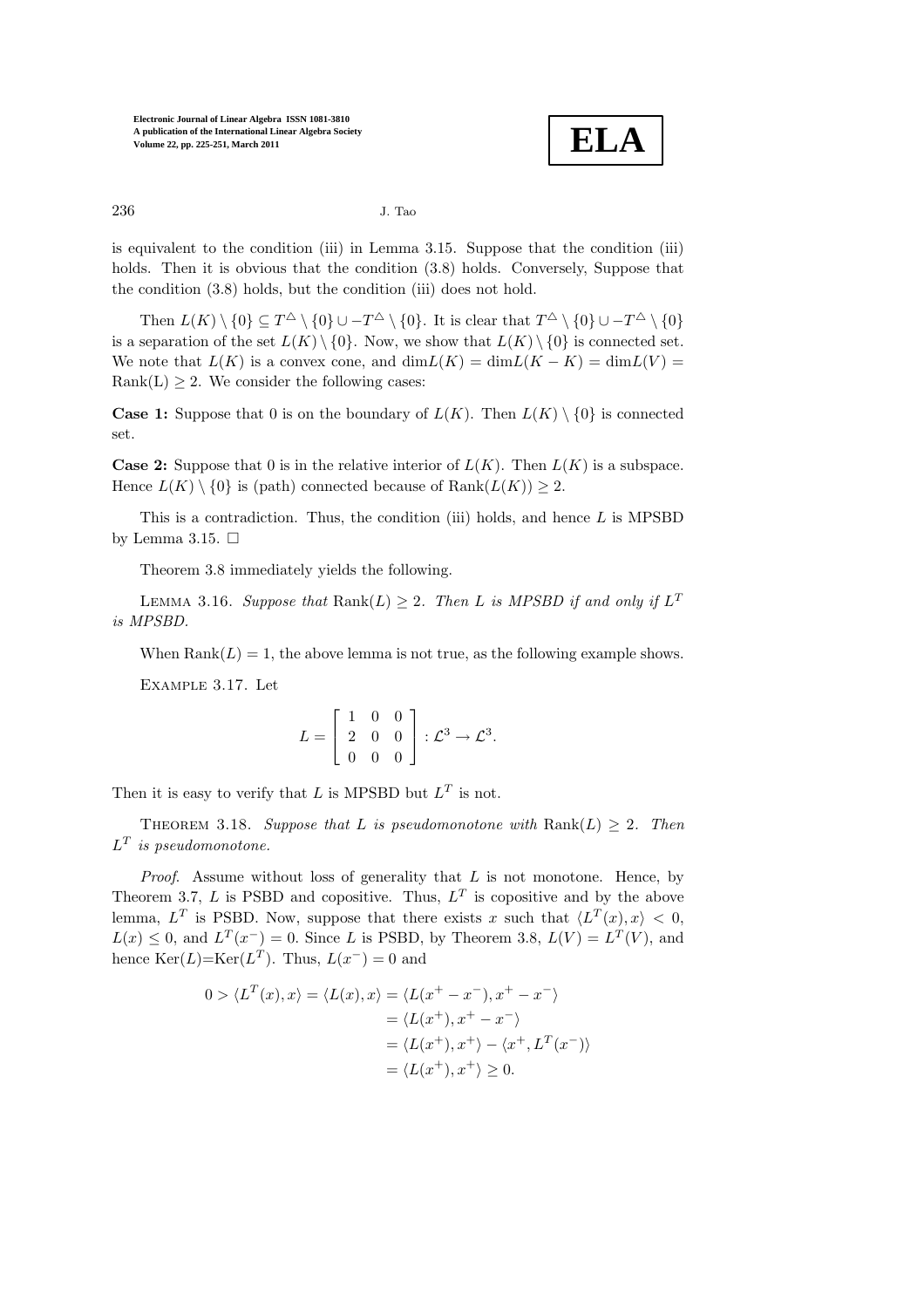is equivalent to the condition (iii) in Lemma 3.15. Suppose that the condition (iii) holds. Then it is obvious that the condition (3.8) holds. Conversely, Suppose that the condition (3.8) holds, but the condition (iii) does not hold.

Then $L(K) \setminus \{0\} \subseteq T^{\triangle} \setminus \{0\} \cup -T^{\triangle} \setminus \{0\}$. It is clear that $T^{\triangle} \setminus \{0\} \cup -T^{\triangle} \setminus \{0\}$ is a separation of the set $L(K) \setminus \{0\}$. Now, we show that $L(K) \setminus \{0\}$ is connected set. We note that $L(K)$ is a convex cone, and $\dim L(K) = \dim L(K - K) = \dim L(V) = \mathrm{Rank(L)} \geq 2$. We consider the following cases:

**Case 1:** Suppose that 0 is on the boundary of $L(K)$. Then $L(K) \setminus \{0\}$ is connected set.

**Case 2:** Suppose that 0 is in the relative interior of $L(K)$. Then $L(K)$ is a subspace. Hence $L(K) \setminus \{0\}$ is (path) connected because of $\mathrm{Rank}(L(K)) \geq 2$.

This is a contradiction. Thus, the condition (iii) holds, and hence $L$ is MPSBD by Lemma 3.15. □

Theorem 3.8 immediately yields the following.

LEMMA 3.16. *Suppose that* $\mathrm{Rank}(L) \geq 2$. *Then* $L$ *is MPSBD if and only if* $L^T$ *is MPSBD.*

When $\mathrm{Rank}(L) = 1$, the above lemma is not true, as the following example shows.

EXAMPLE 3.17. Let

$$L = \begin{bmatrix} 1 & 0 & 0 \\ 2 & 0 & 0 \\ 0 & 0 & 0 \end{bmatrix} : \mathcal{L}^3 \to \mathcal{L}^3.$$

Then it is easy to verify that $L$ is MPSBD but $L^T$ is not.

THEOREM 3.18. *Suppose that* $L$ *is pseudomonotone with* $\mathrm{Rank}(L) \geq 2$. *Then* $L^T$ *is pseudomonotone.*

*Proof*. Assume without loss of generality that $L$ is not monotone. Hence, by Theorem 3.7, $L$ is PSBD and copositive. Thus, $L^T$ is copositive and by the above lemma, $L^T$ is PSBD. Now, suppose that there exists $x$ such that $\langle L^T(x), x \rangle < 0$, $L(x) \leq 0$, and $L^T(x^-) = 0$. Since $L$ is PSBD, by Theorem 3.8, $L(V) = L^T(V)$, and hence $\mathrm{Ker}(L)$=$\mathrm{Ker}(L^T)$. Thus, $L(x^-) = 0$ and

$$\begin{aligned} 0 > \langle L^T(x), x \rangle = \langle L(x), x \rangle &= \langle L(x^+ - x^-), x^+ - x^- \rangle \\ &= \langle L(x^+), x^+ - x^- \rangle \\ &= \langle L(x^+), x^+ \rangle - \langle x^+, L^T(x^-) \rangle \\ &= \langle L(x^+), x^+ \rangle \geq 0. \end{aligned}$$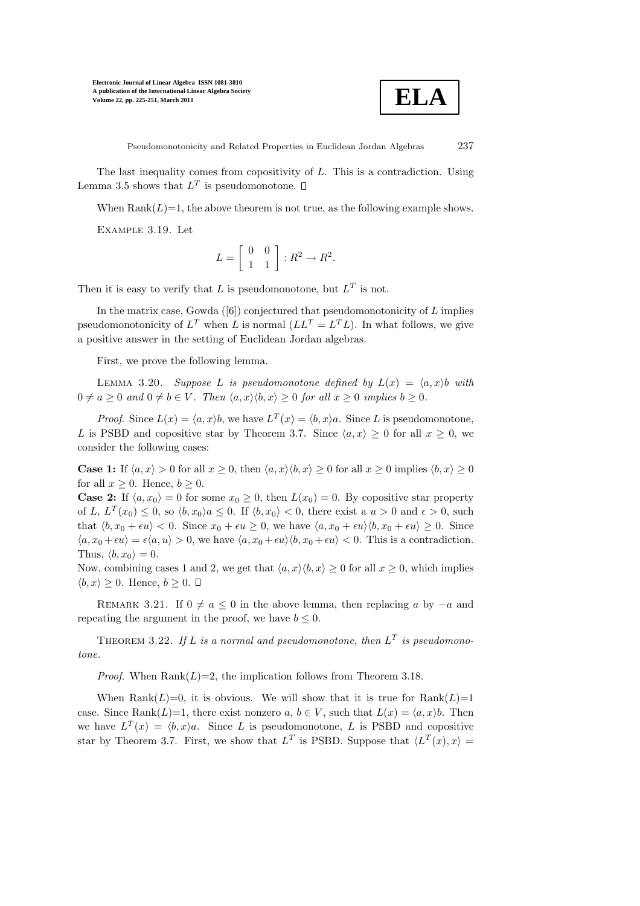The last inequality comes from copositivity of $L$. This is a contradiction. Using Lemma 3.5 shows that $L^T$ is pseudomonotone. ◻

When Rank($L$)=1, the above theorem is not true, as the following example shows.

Example 3.19. Let

$$L = \begin{bmatrix} 0 & 0 \\ 1 & 1 \end{bmatrix} : R^2 \to R^2.$$

Then it is easy to verify that $L$ is pseudomonotone, but $L^T$ is not.

In the matrix case, Gowda ([6]) conjectured that pseudomonotonicity of $L$ implies pseudomonotonicity of $L^T$ when $L$ is normal ($LL^T = L^T L$). In what follows, we give a positive answer in the setting of Euclidean Jordan algebras.

First, we prove the following lemma.

Lemma 3.20. *Suppose $L$ is pseudomonotone defined by $L(x) = \langle a, x\rangle b$ with $0 \neq a \geq 0$ and $0 \neq b \in V$. Then $\langle a, x\rangle\langle b, x\rangle \geq 0$ for all $x \geq 0$ implies $b \geq 0$.*

*Proof.* Since $L(x) = \langle a, x\rangle b$, we have $L^T(x) = \langle b, x\rangle a$. Since $L$ is pseudomonotone, $L$ is PSBD and copositive star by Theorem 3.7. Since $\langle a, x\rangle \geq 0$ for all $x \geq 0$, we consider the following cases:

**Case 1:** If $\langle a, x\rangle > 0$ for all $x \geq 0$, then $\langle a, x\rangle\langle b, x\rangle \geq 0$ for all $x \geq 0$ implies $\langle b, x\rangle \geq 0$ for all $x \geq 0$. Hence, $b \geq 0$.

**Case 2:** If $\langle a, x_0\rangle = 0$ for some $x_0 \geq 0$, then $L(x_0) = 0$. By copositive star property of $L$, $L^T(x_0) \leq 0$, so $\langle b, x_0\rangle a \leq 0$. If $\langle b, x_0\rangle < 0$, there exist a $u > 0$ and $\epsilon > 0$, such that $\langle b, x_0 + \epsilon u\rangle < 0$. Since $x_0 + \epsilon u \geq 0$, we have $\langle a, x_0 + \epsilon u\rangle\langle b, x_0 + \epsilon u\rangle \geq 0$. Since $\langle a, x_0 + \epsilon u\rangle = \epsilon\langle a, u\rangle > 0$, we have $\langle a, x_0 + \epsilon u\rangle\langle b, x_0 + \epsilon u\rangle < 0$. This is a contradiction. Thus, $\langle b, x_0\rangle = 0$.

Now, combining cases 1 and 2, we get that $\langle a, x\rangle\langle b, x\rangle \geq 0$ for all $x \geq 0$, which implies $\langle b, x\rangle \geq 0$. Hence, $b \geq 0$. ◻

Remark 3.21. If $0 \neq a \leq 0$ in the above lemma, then replacing $a$ by $-a$ and repeating the argument in the proof, we have $b \leq 0$.

Theorem 3.22. *If $L$ is a normal and pseudomonotone, then $L^T$ is pseudomonotone.*

*Proof.* When Rank($L$)=2, the implication follows from Theorem 3.18.

When Rank($L$)=0, it is obvious. We will show that it is true for Rank($L$)=1 case. Since Rank($L$)=1, there exist nonzero $a$, $b \in V$, such that $L(x) = \langle a, x\rangle b$. Then we have $L^T(x) = \langle b, x\rangle a$. Since $L$ is pseudomonotone, $L$ is PSBD and copositive star by Theorem 3.7. First, we show that $L^T$ is PSBD. Suppose that $\langle L^T(x), x\rangle =$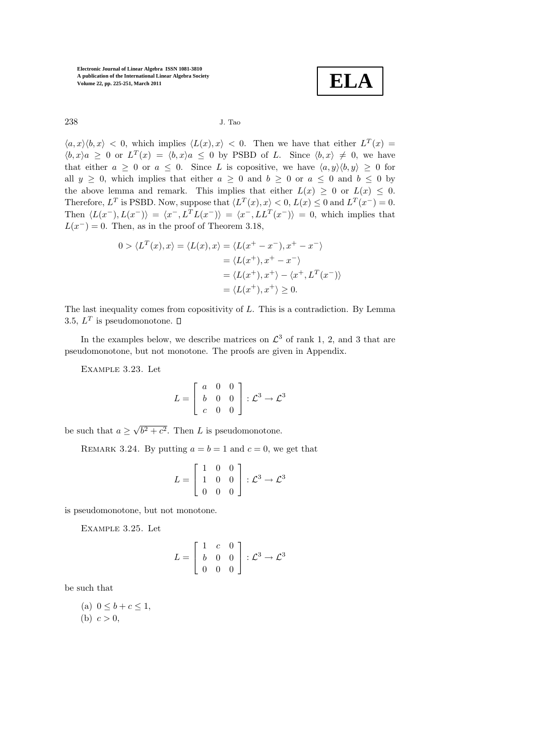$\langle a, x\rangle\langle b, x\rangle < 0$, which implies $\langle L(x), x\rangle < 0$. Then we have that either $L^T(x) = \langle b, x\rangle a \geq 0$ or $L^T(x) = \langle b, x\rangle a \leq 0$ by PSBD of $L$. Since $\langle b, x\rangle \neq 0$, we have that either $a \geq 0$ or $a \leq 0$. Since $L$ is copositive, we have $\langle a, y\rangle\langle b, y\rangle \geq 0$ for all $y \geq 0$, which implies that either $a \geq 0$ and $b \geq 0$ or $a \leq 0$ and $b \leq 0$ by the above lemma and remark. This implies that either $L(x) \geq 0$ or $L(x) \leq 0$. Therefore, $L^T$ is PSBD. Now, suppose that $\langle L^T(x), x\rangle < 0$, $L(x) \leq 0$ and $L^T(x^-) = 0$. Then $\langle L(x^-), L(x^-)\rangle = \langle x^-, L^T L(x^-)\rangle = \langle x^-, LL^T(x^-)\rangle = 0$, which implies that $L(x^-) = 0$. Then, as in the proof of Theorem 3.18,

$$
\begin{aligned}
0 > \langle L^T(x), x\rangle = \langle L(x), x\rangle &= \langle L(x^+ - x^-), x^+ - x^-\rangle \\
&= \langle L(x^+), x^+ - x^-\rangle \\
&= \langle L(x^+), x^+\rangle - \langle x^+, L^T(x^-)\rangle \\
&= \langle L(x^+), x^+\rangle \geq 0.
\end{aligned}
$$

The last inequality comes from copositivity of $L$. This is a contradiction. By Lemma 3.5, $L^T$ is pseudomonotone. $\square$

In the examples below, we describe matrices on $\mathcal{L}^3$ of rank 1, 2, and 3 that are pseudomonotone, but not monotone. The proofs are given in Appendix.

Example 3.23. Let

$$
L = \begin{bmatrix} a & 0 & 0 \\ b & 0 & 0 \\ c & 0 & 0 \end{bmatrix} : \mathcal{L}^3 \to \mathcal{L}^3
$$

be such that $a \geq \sqrt{b^2 + c^2}$. Then $L$ is pseudomonotone.

Remark 3.24. By putting $a = b = 1$ and $c = 0$, we get that

$$
L = \begin{bmatrix} 1 & 0 & 0 \\ 1 & 0 & 0 \\ 0 & 0 & 0 \end{bmatrix} : \mathcal{L}^3 \to \mathcal{L}^3
$$

is pseudomonotone, but not monotone.

Example 3.25. Let

$$
L = \begin{bmatrix} 1 & c & 0 \\ b & 0 & 0 \\ 0 & 0 & 0 \end{bmatrix} : \mathcal{L}^3 \to \mathcal{L}^3
$$

be such that

(a) $0 \leq b + c \leq 1$,
(b) $c > 0$,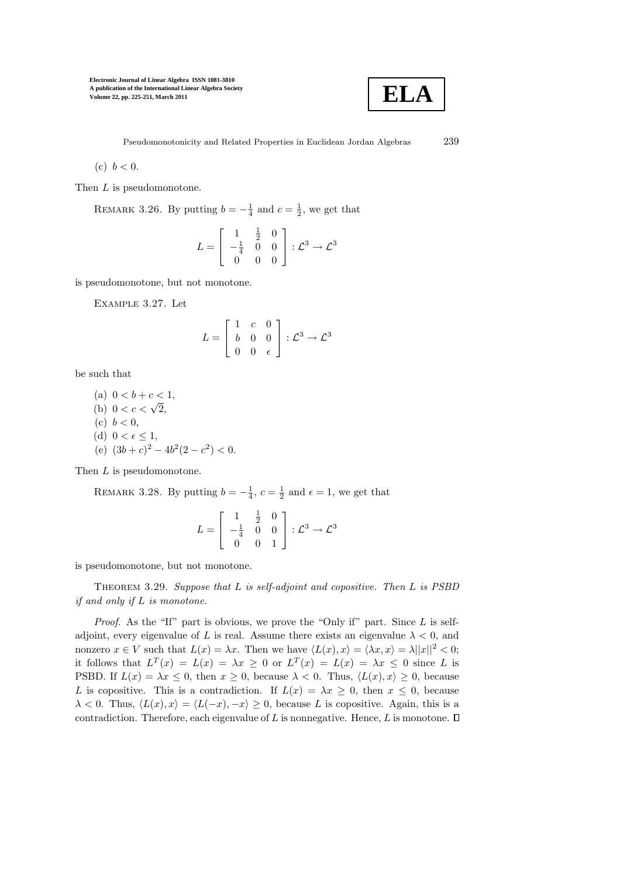(c) $b < 0$.

Then $L$ is pseudomonotone.

Remark 3.26. By putting $b = -\frac{1}{4}$ and $c = \frac{1}{2}$, we get that

$$L = \begin{bmatrix} 1 & \frac{1}{2} & 0 \\ -\frac{1}{4} & 0 & 0 \\ 0 & 0 & 0 \end{bmatrix} : \mathcal{L}^3 \to \mathcal{L}^3$$

is pseudomonotone, but not monotone.

Example 3.27. Let

$$L = \begin{bmatrix} 1 & c & 0 \\ b & 0 & 0 \\ 0 & 0 & \epsilon \end{bmatrix} : \mathcal{L}^3 \to \mathcal{L}^3$$

be such that

(a) $0 < b + c < 1$,
(b) $0 < c < \sqrt{2}$,
(c) $b < 0$,
(d) $0 < \epsilon \leq 1$,
(e) $(3b + c)^2 - 4b^2(2 - c^2) < 0$.

Then $L$ is pseudomonotone.

Remark 3.28. By putting $b = -\frac{1}{4}$, $c = \frac{1}{2}$ and $\epsilon = 1$, we get that

$$L = \begin{bmatrix} 1 & \frac{1}{2} & 0 \\ -\frac{1}{4} & 0 & 0 \\ 0 & 0 & 1 \end{bmatrix} : \mathcal{L}^3 \to \mathcal{L}^3$$

is pseudomonotone, but not monotone.

Theorem 3.29. *Suppose that $L$ is self-adjoint and copositive. Then $L$ is PSBD if and only if $L$ is monotone.*

*Proof*. As the "If" part is obvious, we prove the "Only if" part. Since $L$ is self-adjoint, every eigenvalue of $L$ is real. Assume there exists an eigenvalue $\lambda < 0$, and nonzero $x \in V$ such that $L(x) = \lambda x$. Then we have $\langle L(x), x\rangle = \langle \lambda x, x\rangle = \lambda||x||^2 < 0$; it follows that $L^T(x) = L(x) = \lambda x \geq 0$ or $L^T(x) = L(x) = \lambda x \leq 0$ since $L$ is PSBD. If $L(x) = \lambda x \leq 0$, then $x \geq 0$, because $\lambda < 0$. Thus, $\langle L(x), x\rangle \geq 0$, because $L$ is copositive. This is a contradiction. If $L(x) = \lambda x \geq 0$, then $x \leq 0$, because $\lambda < 0$. Thus, $\langle L(x), x\rangle = \langle L(-x), -x\rangle \geq 0$, because $L$ is copositive. Again, this is a contradiction. Therefore, each eigenvalue of $L$ is nonnegative. Hence, $L$ is monotone. ∎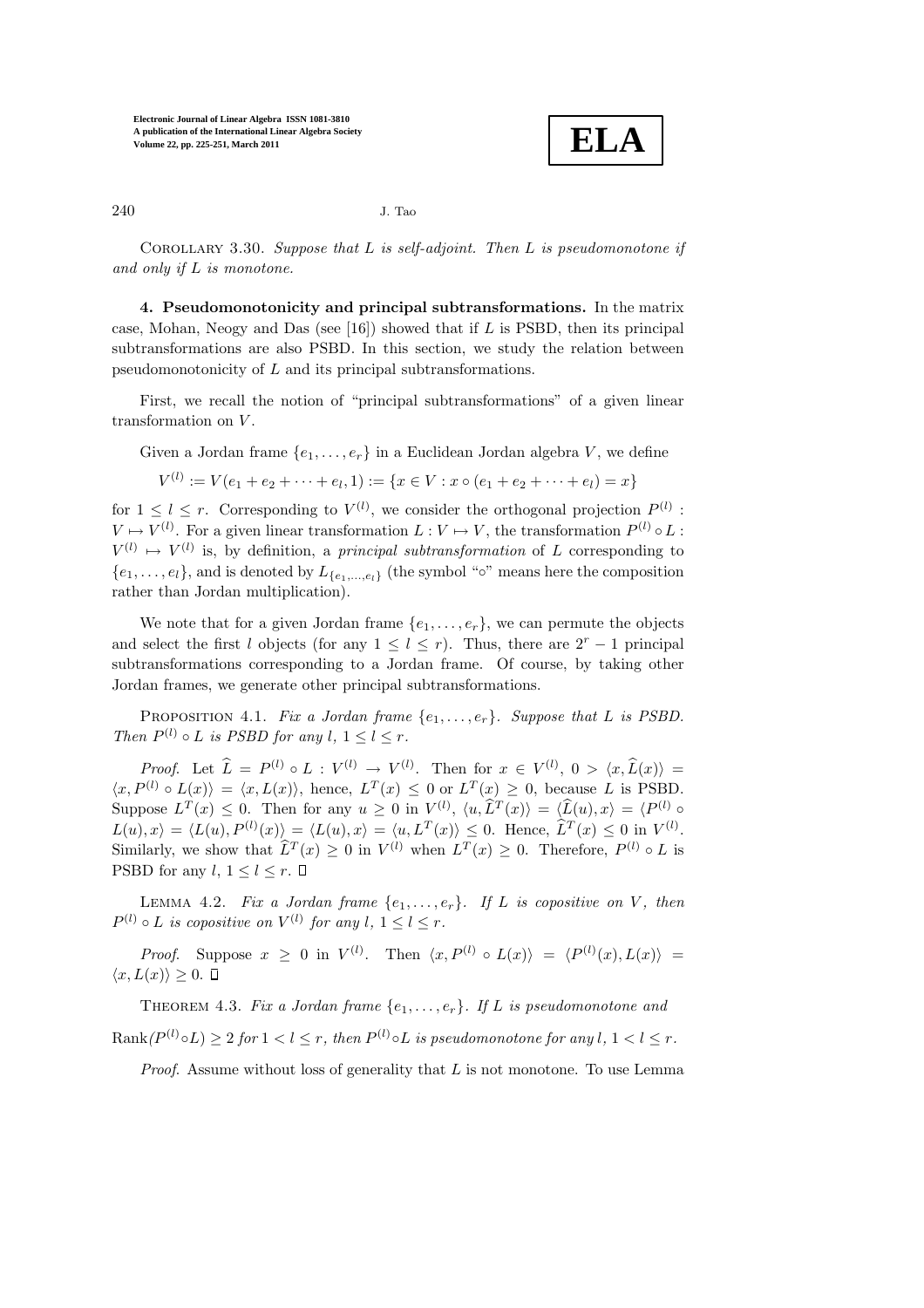Corollary 3.30. *Suppose that $L$ is self-adjoint. Then $L$ is pseudomonotone if and only if $L$ is monotone.*

**4. Pseudomonotonicity and principal subtransformations.** In the matrix case, Mohan, Neogy and Das (see [16]) showed that if $L$ is PSBD, then its principal subtransformations are also PSBD. In this section, we study the relation between pseudomonotonicity of $L$ and its principal subtransformations.

First, we recall the notion of "principal subtransformations" of a given linear transformation on $V$.

Given a Jordan frame $\{e_1, \ldots, e_r\}$ in a Euclidean Jordan algebra $V$, we define

$$V^{(l)} := V(e_1 + e_2 + \cdots + e_l, 1) := \{x \in V : x \circ (e_1 + e_2 + \cdots + e_l) = x\}$$

for $1 \leq l \leq r$. Corresponding to $V^{(l)}$, we consider the orthogonal projection $P^{(l)} : V \mapsto V^{(l)}$. For a given linear transformation $L : V \mapsto V$, the transformation $P^{(l)} \circ L : V^{(l)} \mapsto V^{(l)}$ is, by definition, a *principal subtransformation* of $L$ corresponding to $\{e_1, \ldots, e_l\}$, and is denoted by $L_{\{e_1,\ldots,e_l\}}$ (the symbol "$\circ$" means here the composition rather than Jordan multiplication).

We note that for a given Jordan frame $\{e_1, \ldots, e_r\}$, we can permute the objects and select the first $l$ objects (for any $1 \leq l \leq r$). Thus, there are $2^r - 1$ principal subtransformations corresponding to a Jordan frame. Of course, by taking other Jordan frames, we generate other principal subtransformations.

Proposition 4.1. *Fix a Jordan frame $\{e_1, \ldots, e_r\}$. Suppose that $L$ is PSBD. Then $P^{(l)} \circ L$ is PSBD for any $l$, $1 \leq l \leq r$.*

*Proof.* Let $\widehat{L} = P^{(l)} \circ L : V^{(l)} \to V^{(l)}$. Then for $x \in V^{(l)}$, $0 > \langle x, \widehat{L}(x)\rangle = \langle x, P^{(l)} \circ L(x)\rangle = \langle x, L(x)\rangle$, hence, $L^T(x) \leq 0$ or $L^T(x) \geq 0$, because $L$ is PSBD. Suppose $L^T(x) \leq 0$. Then for any $u \geq 0$ in $V^{(l)}$, $\langle u, \widehat{L}^T(x)\rangle = \langle \widehat{L}(u), x\rangle = \langle P^{(l)} \circ L(u), x\rangle = \langle L(u), P^{(l)}(x)\rangle = \langle L(u), x\rangle = \langle u, L^T(x)\rangle \leq 0$. Hence, $\widehat{L}^T(x) \leq 0$ in $V^{(l)}$. Similarly, we show that $\widehat{L}^T(x) \geq 0$ in $V^{(l)}$ when $L^T(x) \geq 0$. Therefore, $P^{(l)} \circ L$ is PSBD for any $l$, $1 \leq l \leq r$. □

Lemma 4.2. *Fix a Jordan frame $\{e_1, \ldots, e_r\}$. If $L$ is copositive on $V$, then $P^{(l)} \circ L$ is copositive on $V^{(l)}$ for any $l$, $1 \leq l \leq r$.*

*Proof.* Suppose $x \geq 0$ in $V^{(l)}$. Then $\langle x, P^{(l)} \circ L(x)\rangle = \langle P^{(l)}(x), L(x)\rangle = \langle x, L(x)\rangle \geq 0$. □

Theorem 4.3. *Fix a Jordan frame $\{e_1, \ldots, e_r\}$. If $L$ is pseudomonotone and $\mathrm{Rank}(P^{(l)} \circ L) \geq 2$ for $1 < l \leq r$, then $P^{(l)} \circ L$ is pseudomonotone for any $l$, $1 < l \leq r$.*

*Proof.* Assume without loss of generality that $L$ is not monotone. To use Lemma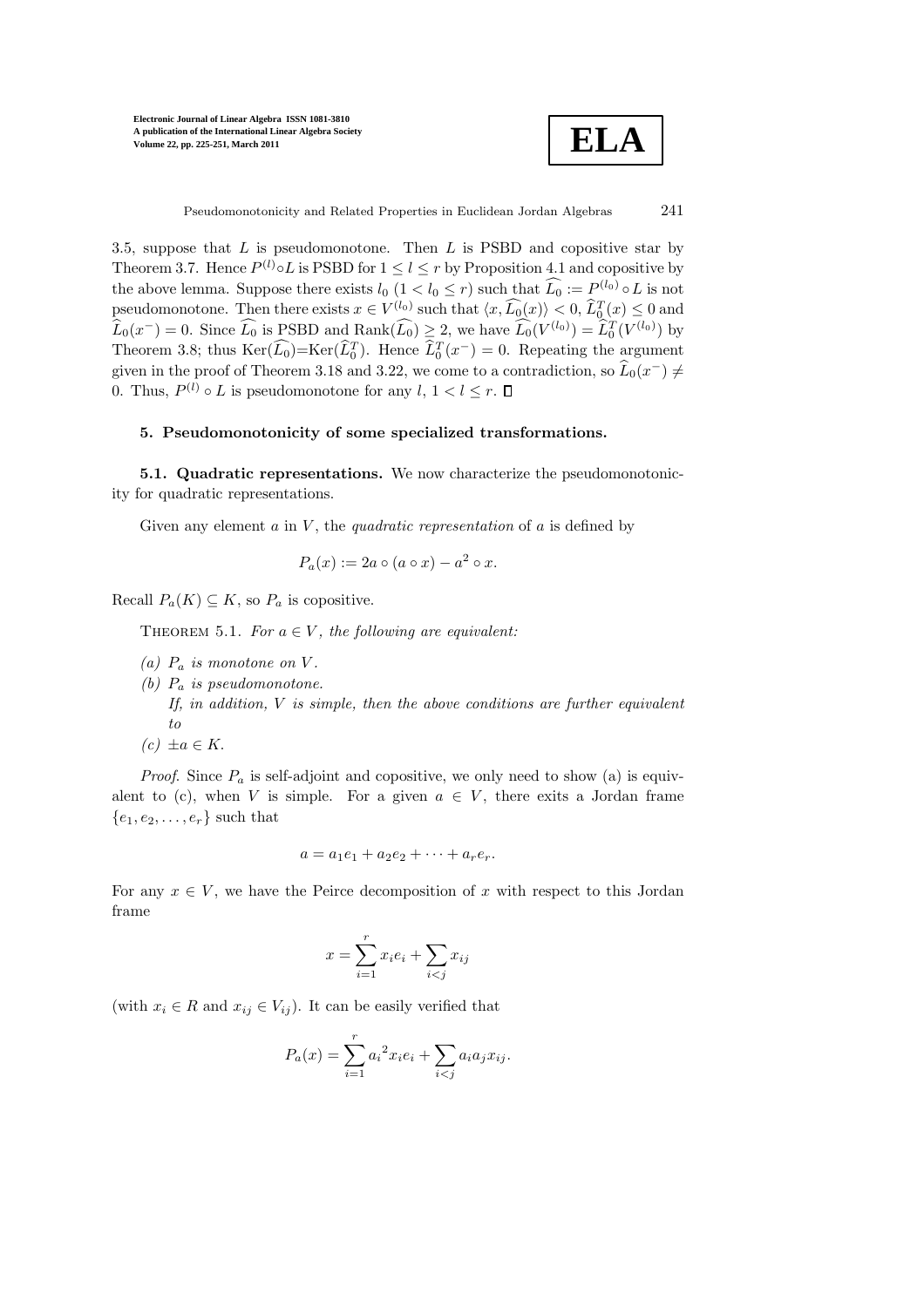3.5, suppose that $L$ is pseudomonotone. Then $L$ is PSBD and copositive star by Theorem 3.7. Hence $P^{(l)} \circ L$ is PSBD for $1 \le l \le r$ by Proposition 4.1 and copositive by the above lemma. Suppose there exists $l_0$ $(1 < l_0 \le r)$ such that $\widehat{L_0} := P^{(l_0)} \circ L$ is not pseudomonotone. Then there exists $x \in V^{(l_0)}$ such that $\langle x, \widehat{L_0}(x)\rangle < 0$, $\widehat{L}_0^T(x) \le 0$ and $\widehat{L}_0(x^-) = 0$. Since $\widehat{L_0}$ is PSBD and $\mathrm{Rank}(\widehat{L_0}) \ge 2$, we have $\widehat{L_0}(V^{(l_0)}) = \widehat{L}_0^T(V^{(l_0)})$ by Theorem 3.8; thus $\mathrm{Ker}(\widehat{L_0})$=$\mathrm{Ker}(\widehat{L}_0^T)$. Hence $\widehat{L}_0^T(x^-) = 0$. Repeating the argument given in the proof of Theorem 3.18 and 3.22, we come to a contradiction, so $\widehat{L}_0(x^-) \neq 0$. Thus, $P^{(l)} \circ L$ is pseudomonotone for any $l$, $1 < l \le r$. $\square$

## 5. Pseudomonotonicity of some specialized transformations.

**5.1. Quadratic representations.** We now characterize the pseudomonotonicity for quadratic representations.

Given any element $a$ in $V$, the *quadratic representation* of $a$ is defined by

$$P_a(x) := 2a \circ (a \circ x) - a^2 \circ x.$$

Recall $P_a(K) \subseteq K$, so $P_a$ is copositive.

THEOREM 5.1. *For $a \in V$, the following are equivalent:*

*(a) $P_a$ is monotone on $V$.*

*(b) $P_a$ is pseudomonotone.*
*If, in addition, $V$ is simple, then the above conditions are further equivalent to*

*(c) $\pm a \in K$.*

*Proof.* Since $P_a$ is self-adjoint and copositive, we only need to show (a) is equivalent to (c), when $V$ is simple. For a given $a \in V$, there exits a Jordan frame $\{e_1, e_2, \dots, e_r\}$ such that

$$a = a_1 e_1 + a_2 e_2 + \cdots + a_r e_r.$$

For any $x \in V$, we have the Peirce decomposition of $x$ with respect to this Jordan frame

$$x = \sum_{i=1}^{r} x_i e_i + \sum_{i<j} x_{ij}$$

(with $x_i \in R$ and $x_{ij} \in V_{ij}$). It can be easily verified that

$$P_a(x) = \sum_{i=1}^{r} {a_i}^2 x_i e_i + \sum_{i<j} a_i a_j x_{ij}.$$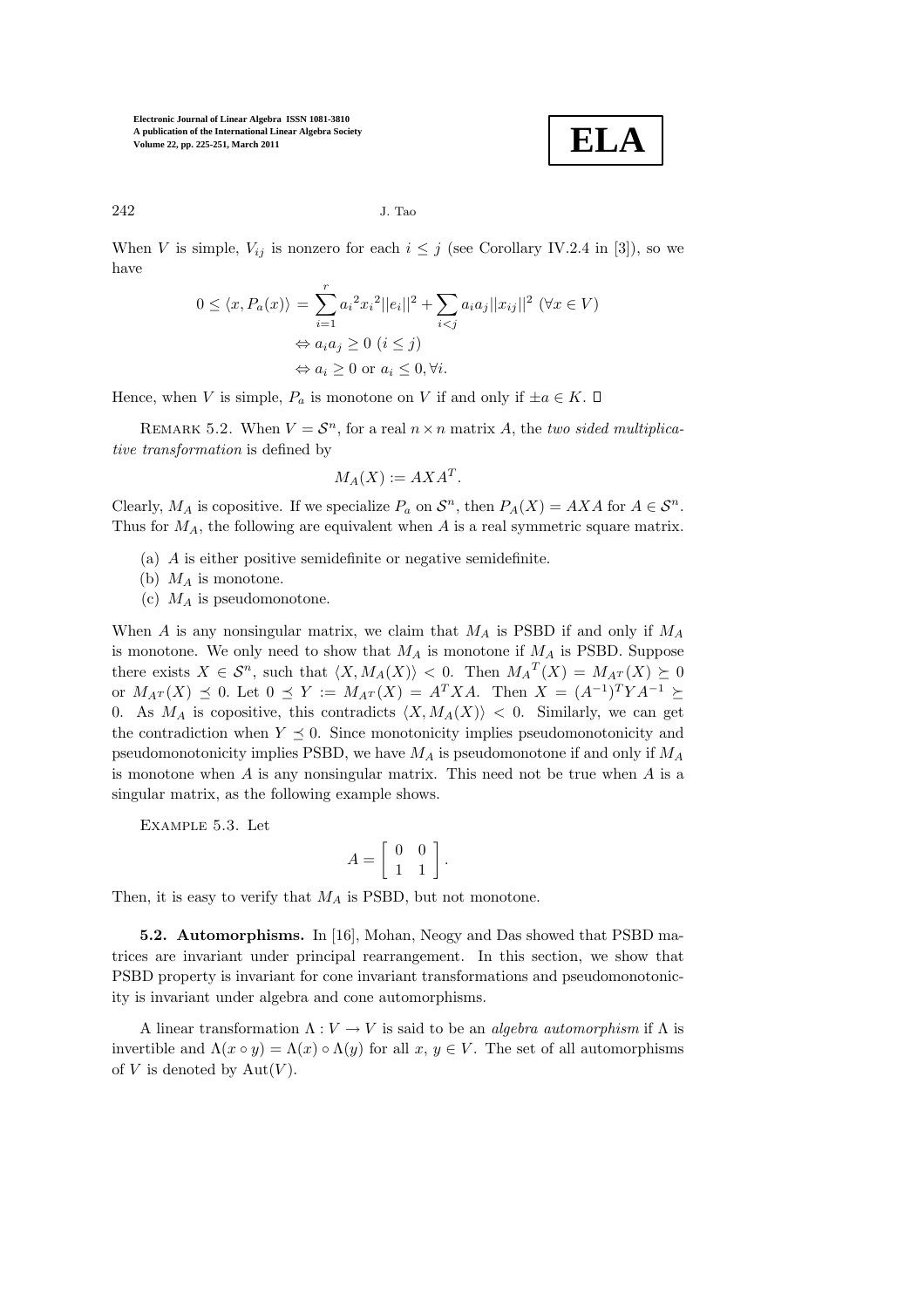When $V$ is simple, $V_{ij}$ is nonzero for each $i \le j$ (see Corollary IV.2.4 in [3]), so we have

$$
\begin{aligned}
0 \le \langle x, P_a(x)\rangle &= \sum_{i=1}^{r} {a_i}^2 {x_i}^2 ||e_i||^2 + \sum_{i<j} a_i a_j ||x_{ij}||^2 \ (\forall x \in V)\\
&\Leftrightarrow a_i a_j \ge 0 \ (i \le j)\\
&\Leftrightarrow a_i \ge 0 \text{ or } a_i \le 0, \forall i.
\end{aligned}
$$

Hence, when $V$ is simple, $P_a$ is monotone on $V$ if and only if $\pm a \in K$. □

Remark 5.2. When $V = \mathcal{S}^n$, for a real $n \times n$ matrix $A$, the *two sided multiplicative transformation* is defined by

$$
M_A(X) := AXA^T.
$$

Clearly, $M_A$ is copositive. If we specialize $P_a$ on $\mathcal{S}^n$, then $P_A(X) = AXA$ for $A \in \mathcal{S}^n$. Thus for $M_A$, the following are equivalent when $A$ is a real symmetric square matrix.

(a) $A$ is either positive semidefinite or negative semidefinite.

(b) $M_A$ is monotone.

(c) $M_A$ is pseudomonotone.

When $A$ is any nonsingular matrix, we claim that $M_A$ is PSBD if and only if $M_A$ is monotone. We only need to show that $M_A$ is monotone if $M_A$ is PSBD. Suppose there exists $X \in \mathcal{S}^n$, such that $\langle X, M_A(X)\rangle < 0$. Then ${M_A}^T(X) = M_{A^T}(X) \succeq 0$ or $M_{A^T}(X) \preceq 0$. Let $0 \preceq Y := M_{A^T}(X) = A^T X A$. Then $X = (A^{-1})^T Y A^{-1} \succeq 0$. As $M_A$ is copositive, this contradicts $\langle X, M_A(X)\rangle < 0$. Similarly, we can get the contradiction when $Y \preceq 0$. Since monotonicity implies pseudomonotonicity and pseudomonotonicity implies PSBD, we have $M_A$ is pseudomonotone if and only if $M_A$ is monotone when $A$ is any nonsingular matrix. This need not be true when $A$ is a singular matrix, as the following example shows.

Example 5.3. Let

$$
A = \begin{bmatrix} 0 & 0 \\ 1 & 1 \end{bmatrix}.
$$

Then, it is easy to verify that $M_A$ is PSBD, but not monotone.

**5.2. Automorphisms.** In [16], Mohan, Neogy and Das showed that PSBD matrices are invariant under principal rearrangement. In this section, we show that PSBD property is invariant for cone invariant transformations and pseudomonotonicity is invariant under algebra and cone automorphisms.

A linear transformation $\Lambda : V \to V$ is said to be an *algebra automorphism* if $\Lambda$ is invertible and $\Lambda(x \circ y) = \Lambda(x) \circ \Lambda(y)$ for all $x, y \in V$. The set of all automorphisms of $V$ is denoted by $\mathrm{Aut}(V)$.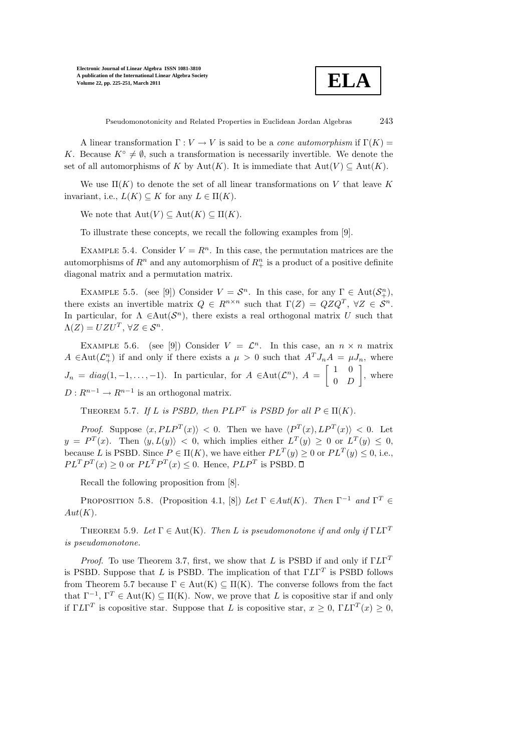A linear transformation $\Gamma : V \to V$ is said to be a *cone automorphism* if $\Gamma(K) = K$. Because $K^\circ \neq \emptyset$, such a transformation is necessarily invertible. We denote the set of all automorphisms of $K$ by $\mathrm{Aut}(K)$. It is immediate that $\mathrm{Aut}(V) \subseteq \mathrm{Aut}(K)$.

We use $\Pi(K)$ to denote the set of all linear transformations on $V$ that leave $K$ invariant, i.e., $L(K) \subseteq K$ for any $L \in \Pi(K)$.

We note that $\mathrm{Aut}(V) \subseteq \mathrm{Aut}(K) \subseteq \Pi(K)$.

To illustrate these concepts, we recall the following examples from [9].

Example 5.4. Consider $V = R^n$. In this case, the permutation matrices are the automorphisms of $R^n$ and any automorphism of $R^n_+$ is a product of a positive definite diagonal matrix and a permutation matrix.

Example 5.5. (see [9]) Consider $V = \mathcal{S}^n$. In this case, for any $\Gamma \in \mathrm{Aut}(\mathcal{S}^n_+)$, there exists an invertible matrix $Q \in R^{n\times n}$ such that $\Gamma(Z) = QZQ^T$, $\forall Z \in \mathcal{S}^n$. In particular, for $\Lambda \in \mathrm{Aut}(\mathcal{S}^n)$, there exists a real orthogonal matrix $U$ such that $\Lambda(Z) = UZU^T$, $\forall Z \in \mathcal{S}^n$.

Example 5.6. (see [9]) Consider $V = \mathcal{L}^n$. In this case, an $n \times n$ matrix $A \in \mathrm{Aut}(\mathcal{L}^n_+)$ if and only if there exists a $\mu > 0$ such that $A^T J_n A = \mu J_n$, where $J_n = diag(1, -1, \ldots, -1)$. In particular, for $A \in \mathrm{Aut}(\mathcal{L}^n)$, $A = \begin{bmatrix} 1 & 0 \\ 0 & D \end{bmatrix}$, where $D : R^{n-1} \to R^{n-1}$ is an orthogonal matrix.

Theorem 5.7. *If $L$ is PSBD, then $PLP^T$ is PSBD for all $P \in \Pi(K)$.*

*Proof.* Suppose $\langle x, PLP^T(x)\rangle < 0$. Then we have $\langle P^T(x), LP^T(x)\rangle < 0$. Let $y = P^T(x)$. Then $\langle y, L(y)\rangle < 0$, which implies either $L^T(y) \geq 0$ or $L^T(y) \leq 0$, because $L$ is PSBD. Since $P \in \Pi(K)$, we have either $PL^T(y) \geq 0$ or $PL^T(y) \leq 0$, i.e., $PL^TP^T(x) \geq 0$ or $PL^TP^T(x) \leq 0$. Hence, $PLP^T$ is PSBD. □

Recall the following proposition from [8].

Proposition 5.8. (Proposition 4.1, [8]) *Let $\Gamma \in Aut(K)$. Then $\Gamma^{-1}$ and $\Gamma^T \in Aut(K)$.*

Theorem 5.9. *Let $\Gamma \in \mathrm{Aut(K)}$. Then $L$ is pseudomonotone if and only if $\Gamma L \Gamma^T$ is pseudomonotone.*

*Proof.* To use Theorem 3.7, first, we show that $L$ is PSBD if and only if $\Gamma L\Gamma^T$ is PSBD. Suppose that $L$ is PSBD. The implication of that $\Gamma L\Gamma^T$ is PSBD follows from Theorem 5.7 because $\Gamma \in \mathrm{Aut(K)} \subseteq \Pi(\mathrm{K})$. The converse follows from the fact that $\Gamma^{-1}$, $\Gamma^T \in \mathrm{Aut(K)} \subseteq \Pi(\mathrm{K})$. Now, we prove that $L$ is copositive star if and only if $\Gamma L\Gamma^T$ is copositive star. Suppose that $L$ is copositive star, $x \geq 0$, $\Gamma L \Gamma^T(x) \geq 0$,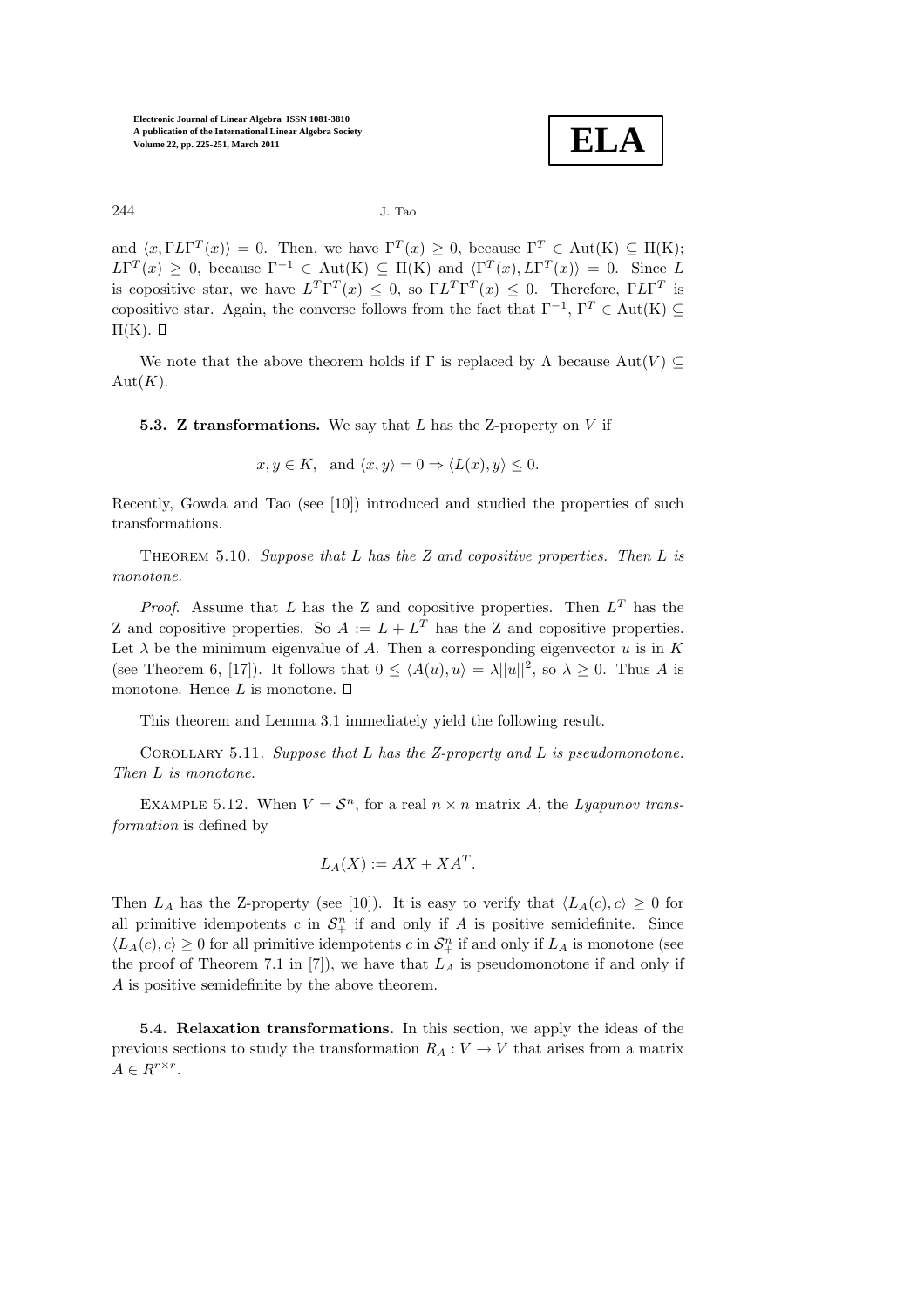and $\langle x, \Gamma L \Gamma^T(x)\rangle = 0$. Then, we have $\Gamma^T(x) \geq 0$, because $\Gamma^T \in \mathrm{Aut}(\mathrm{K}) \subseteq \Pi(\mathrm{K})$; $L\Gamma^T(x) \geq 0$, because $\Gamma^{-1} \in \mathrm{Aut}(\mathrm{K}) \subseteq \Pi(\mathrm{K})$ and $\langle \Gamma^T(x), L\Gamma^T(x)\rangle = 0$. Since $L$ is copositive star, we have $L^T\Gamma^T(x) \leq 0$, so $\Gamma L^T \Gamma^T(x) \leq 0$. Therefore, $\Gamma L \Gamma^T$ is copositive star. Again, the converse follows from the fact that $\Gamma^{-1}$, $\Gamma^T \in \mathrm{Aut}(\mathrm{K}) \subseteq \Pi(\mathrm{K})$. ◻

We note that the above theorem holds if $\Gamma$ is replaced by $\Lambda$ because $\mathrm{Aut}(V) \subseteq \mathrm{Aut}(K)$.

**5.3. Z transformations.** We say that $L$ has the Z-property on $V$ if

$$x, y \in K, \quad \text{and } \langle x, y\rangle = 0 \Rightarrow \langle L(x), y\rangle \leq 0.$$

Recently, Gowda and Tao (see [10]) introduced and studied the properties of such transformations.

THEOREM 5.10. *Suppose that $L$ has the Z and copositive properties. Then $L$ is monotone.*

*Proof.* Assume that $L$ has the Z and copositive properties. Then $L^T$ has the Z and copositive properties. So $A := L + L^T$ has the Z and copositive properties. Let $\lambda$ be the minimum eigenvalue of $A$. Then a corresponding eigenvector $u$ is in $K$ (see Theorem 6, [17]). It follows that $0 \leq \langle A(u), u\rangle = \lambda ||u||^2$, so $\lambda \geq 0$. Thus $A$ is monotone. Hence $L$ is monotone. ◻

This theorem and Lemma 3.1 immediately yield the following result.

COROLLARY 5.11. *Suppose that $L$ has the Z-property and $L$ is pseudomonotone. Then $L$ is monotone.*

EXAMPLE 5.12. When $V = \mathcal{S}^n$, for a real $n \times n$ matrix $A$, the *Lyapunov transformation* is defined by

$$L_A(X) := AX + XA^T.$$

Then $L_A$ has the Z-property (see [10]). It is easy to verify that $\langle L_A(c), c\rangle \geq 0$ for all primitive idempotents $c$ in $\mathcal{S}^n_+$ if and only if $A$ is positive semidefinite. Since $\langle L_A(c), c\rangle \geq 0$ for all primitive idempotents $c$ in $\mathcal{S}^n_+$ if and only if $L_A$ is monotone (see the proof of Theorem 7.1 in [7]), we have that $L_A$ is pseudomonotone if and only if $A$ is positive semidefinite by the above theorem.

**5.4. Relaxation transformations.** In this section, we apply the ideas of the previous sections to study the transformation $R_A : V \to V$ that arises from a matrix $A \in R^{r \times r}$.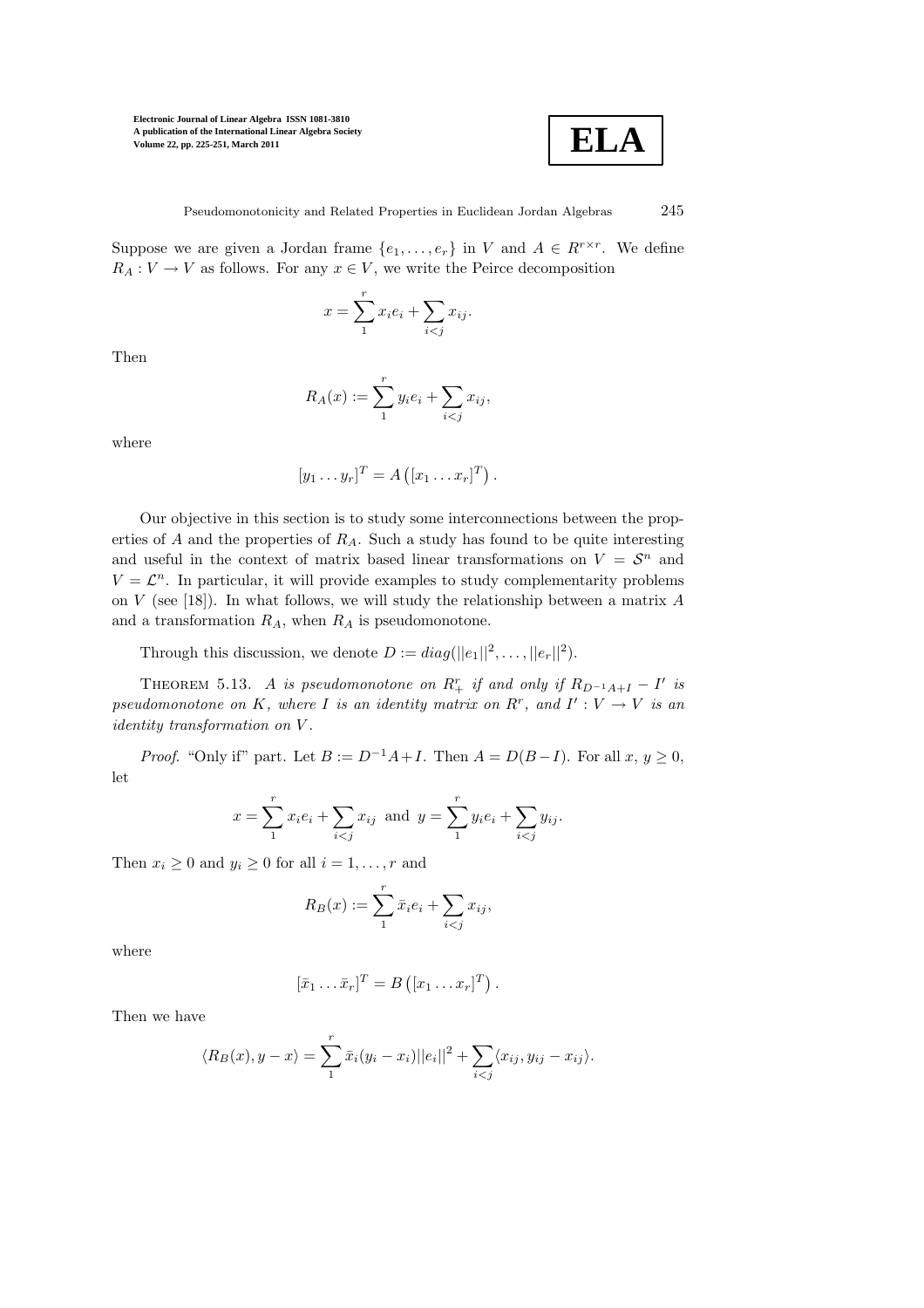Suppose we are given a Jordan frame $\{e_1, \ldots, e_r\}$ in $V$ and $A \in R^{r\times r}$. We define $R_A : V \to V$ as follows. For any $x \in V$, we write the Peirce decomposition

$$x = \sum_1^r x_i e_i + \sum_{i<j} x_{ij}.$$

Then

$$R_A(x) := \sum_1^r y_i e_i + \sum_{i<j} x_{ij},$$

where

$$[y_1 \ldots y_r]^T = A\left([x_1 \ldots x_r]^T\right).$$

Our objective in this section is to study some interconnections between the properties of $A$ and the properties of $R_A$. Such a study has found to be quite interesting and useful in the context of matrix based linear transformations on $V = \mathcal{S}^n$ and $V = \mathcal{L}^n$. In particular, it will provide examples to study complementarity problems on $V$ (see [18]). In what follows, we will study the relationship between a matrix $A$ and a transformation $R_A$, when $R_A$ is pseudomonotone.

Through this discussion, we denote $D := diag(||e_1||^2, \ldots, ||e_r||^2)$.

Theorem 5.13. *$A$ is pseudomonotone on $R^r_+$ if and only if $R_{D^{-1}A+I} - I'$ is pseudomonotone on $K$, where $I$ is an identity matrix on $R^r$, and $I' : V \to V$ is an identity transformation on $V$.*

*Proof.* "Only if" part. Let $B := D^{-1}A + I$. Then $A = D(B - I)$. For all $x$, $y \geq 0$, let

$$x = \sum_1^r x_i e_i + \sum_{i<j} x_{ij} \text{ and } y = \sum_1^r y_i e_i + \sum_{i<j} y_{ij}.$$

Then $x_i \geq 0$ and $y_i \geq 0$ for all $i = 1, \ldots, r$ and

$$R_B(x) := \sum_1^r \bar{x}_i e_i + \sum_{i<j} x_{ij},$$

where

$$[\bar{x}_1 \ldots \bar{x}_r]^T = B\left([x_1 \ldots x_r]^T\right).$$

Then we have

$$\langle R_B(x), y - x\rangle = \sum_1^r \bar{x}_i(y_i - x_i)||e_i||^2 + \sum_{i<j} \langle x_{ij}, y_{ij} - x_{ij}\rangle.$$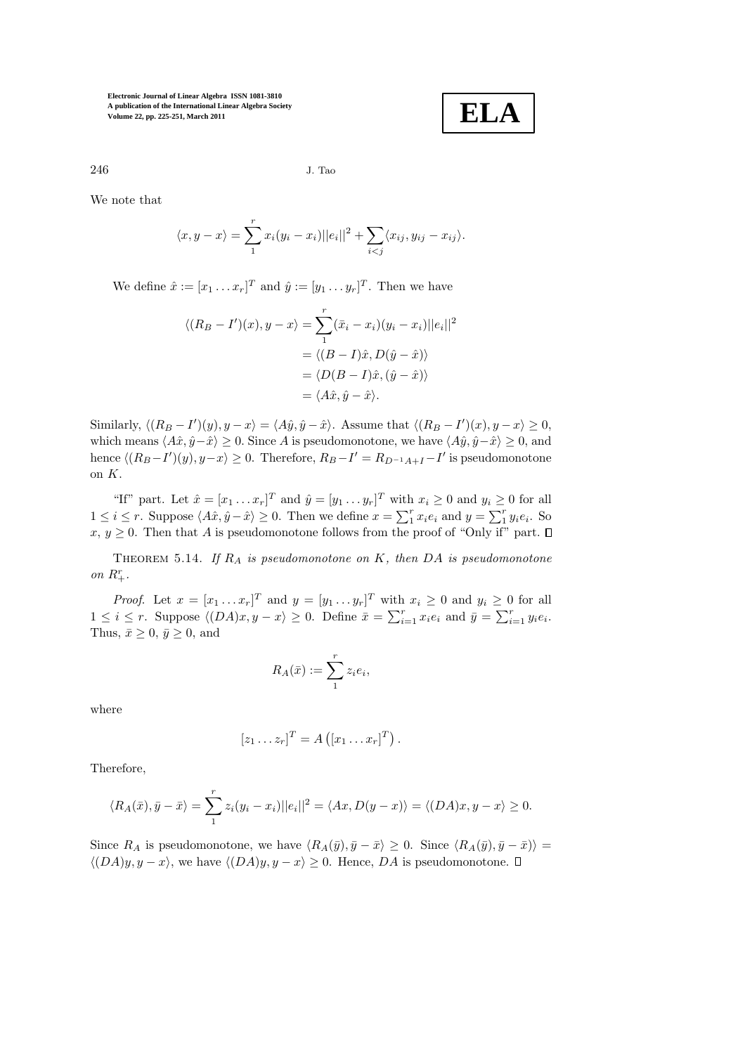We note that

$$\langle x, y - x \rangle = \sum_1^r x_i(y_i - x_i)||e_i||^2 + \sum_{i<j} \langle x_{ij}, y_{ij} - x_{ij} \rangle.$$

We define $\hat{x} := [x_1 \dots x_r]^T$ and $\hat{y} := [y_1 \dots y_r]^T$. Then we have

$$\begin{aligned}
\langle (R_B - I')(x), y - x \rangle &= \sum_1^r (\bar{x}_i - x_i)(y_i - x_i)||e_i||^2 \\
&= \langle (B - I)\hat{x}, D(\hat{y} - \hat{x}) \rangle \\
&= \langle D(B - I)\hat{x}, (\hat{y} - \hat{x}) \rangle \\
&= \langle A\hat{x}, \hat{y} - \hat{x} \rangle.
\end{aligned}$$

Similarly, $\langle (R_B - I')(y), y - x \rangle = \langle A\hat{y}, \hat{y} - \hat{x} \rangle$. Assume that $\langle (R_B - I')(x), y - x \rangle \geq 0$, which means $\langle A\hat{x}, \hat{y} - \hat{x} \rangle \geq 0$. Since $A$ is pseudomonotone, we have $\langle A\hat{y}, \hat{y} - \hat{x} \rangle \geq 0$, and hence $\langle (R_B - I')(y), y - x \rangle \geq 0$. Therefore, $R_B - I' = R_{D^{-1}A+I} - I'$ is pseudomonotone on $K$.

"If" part. Let $\hat{x} = [x_1 \dots x_r]^T$ and $\hat{y} = [y_1 \dots y_r]^T$ with $x_i \geq 0$ and $y_i \geq 0$ for all $1 \leq i \leq r$. Suppose $\langle A\hat{x}, \hat{y} - \hat{x} \rangle \geq 0$. Then we define $x = \sum_1^r x_i e_i$ and $y = \sum_1^r y_i e_i$. So $x, y \geq 0$. Then that $A$ is pseudomonotone follows from the proof of "Only if" part. $\square$

THEOREM 5.14. *If $R_A$ is pseudomonotone on $K$, then $DA$ is pseudomonotone on $R_+^r$.*

*Proof.* Let $x = [x_1 \dots x_r]^T$ and $y = [y_1 \dots y_r]^T$ with $x_i \geq 0$ and $y_i \geq 0$ for all $1 \leq i \leq r$. Suppose $\langle (DA)x, y - x \rangle \geq 0$. Define $\bar{x} = \sum_{i=1}^r x_i e_i$ and $\bar{y} = \sum_{i=1}^r y_i e_i$. Thus, $\bar{x} \geq 0$, $\bar{y} \geq 0$, and

$$R_A(\bar{x}) := \sum_1^r z_i e_i,$$

where

$$[z_1 \dots z_r]^T = A\left([x_1 \dots x_r]^T\right).$$

Therefore,

$$\langle R_A(\bar{x}), \bar{y} - \bar{x} \rangle = \sum_1^r z_i(y_i - x_i)||e_i||^2 = \langle Ax, D(y - x) \rangle = \langle (DA)x, y - x \rangle \geq 0.$$

Since $R_A$ is pseudomonotone, we have $\langle R_A(\bar{y}), \bar{y} - \bar{x} \rangle \geq 0$. Since $\langle R_A(\bar{y}), \bar{y} - \bar{x} \rangle \rangle = \langle (DA)y, y - x \rangle$, we have $\langle (DA)y, y - x \rangle \geq 0$. Hence, $DA$ is pseudomonotone. $\square$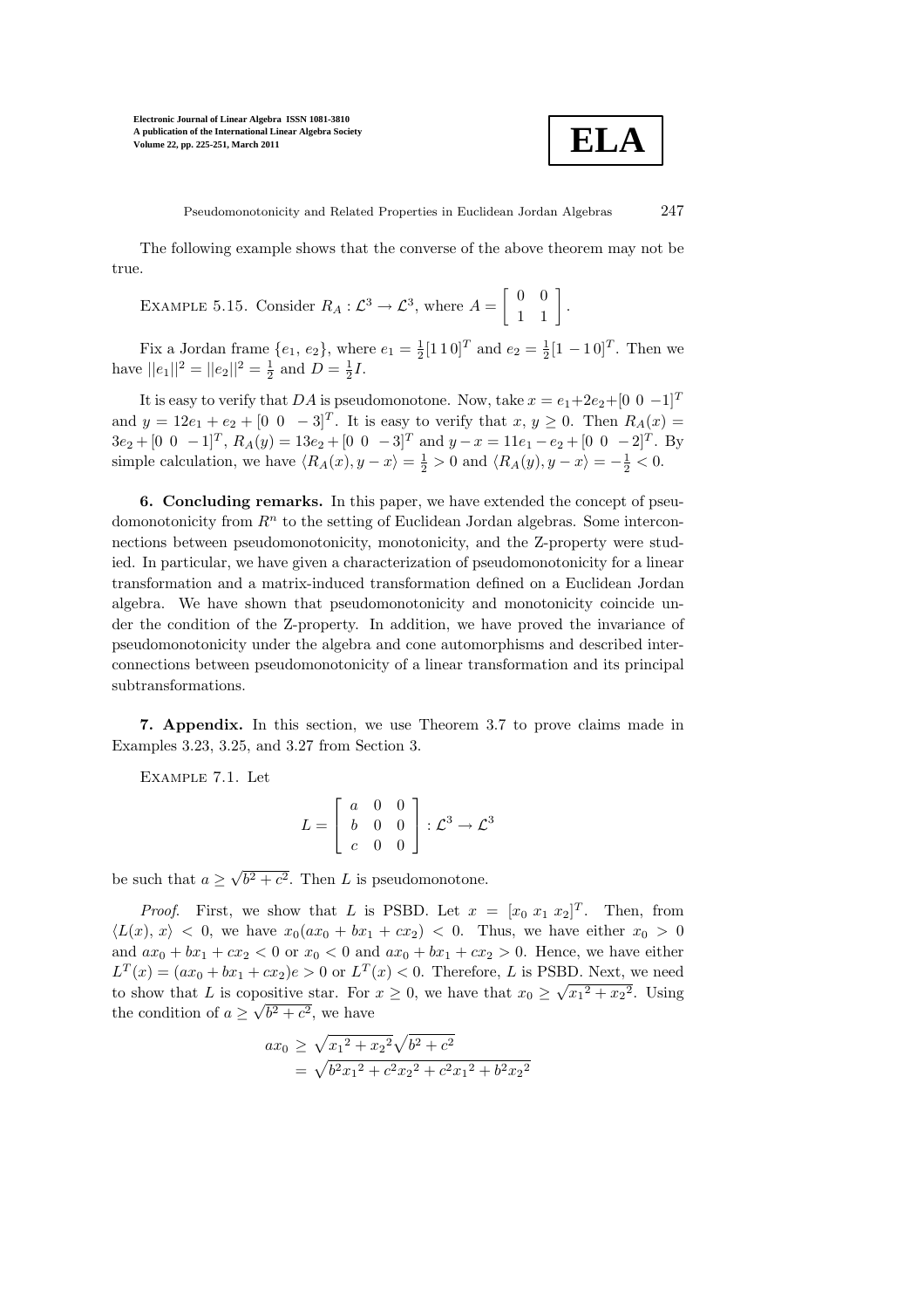The following example shows that the converse of the above theorem may not be true.

EXAMPLE 5.15. Consider $R_A : \mathcal{L}^3 \to \mathcal{L}^3$, where $A = \begin{bmatrix} 0 & 0 \\ 1 & 1 \end{bmatrix}$.

Fix a Jordan frame $\{e_1, e_2\}$, where $e_1 = \frac{1}{2}[1\,1\,0]^T$ and $e_2 = \frac{1}{2}[1\,-1\,0]^T$. Then we have $||e_1||^2 = ||e_2||^2 = \frac{1}{2}$ and $D = \frac{1}{2}I$.

It is easy to verify that $DA$ is pseudomonotone. Now, take $x = e_1 + 2e_2 + [0\ 0\ -1]^T$ and $y = 12e_1 + e_2 + [0\ 0\ -3]^T$. It is easy to verify that $x, y \geq 0$. Then $R_A(x) = 3e_2 + [0\ 0\ -1]^T$, $R_A(y) = 13e_2 + [0\ 0\ -3]^T$ and $y - x = 11e_1 - e_2 + [0\ 0\ -2]^T$. By simple calculation, we have $\langle R_A(x), y - x\rangle = \frac{1}{2} > 0$ and $\langle R_A(y), y - x\rangle = -\frac{1}{2} < 0$.

**6. Concluding remarks.** In this paper, we have extended the concept of pseudomonotonicity from $R^n$ to the setting of Euclidean Jordan algebras. Some interconnections between pseudomonotonicity, monotonicity, and the Z-property were studied. In particular, we have given a characterization of pseudomonotonicity for a linear transformation and a matrix-induced transformation defined on a Euclidean Jordan algebra. We have shown that pseudomonotonicity and monotonicity coincide under the condition of the Z-property. In addition, we have proved the invariance of pseudomonotonicity under the algebra and cone automorphisms and described interconnections between pseudomonotonicity of a linear transformation and its principal subtransformations.

**7. Appendix.** In this section, we use Theorem 3.7 to prove claims made in Examples 3.23, 3.25, and 3.27 from Section 3.

EXAMPLE 7.1. Let

$$L = \begin{bmatrix} a & 0 & 0 \\ b & 0 & 0 \\ c & 0 & 0 \end{bmatrix} : \mathcal{L}^3 \to \mathcal{L}^3$$

be such that $a \geq \sqrt{b^2 + c^2}$. Then $L$ is pseudomonotone.

*Proof.* First, we show that $L$ is PSBD. Let $x = [x_0\ x_1\ x_2]^T$. Then, from $\langle L(x), x\rangle < 0$, we have $x_0(ax_0 + bx_1 + cx_2) < 0$. Thus, we have either $x_0 > 0$ and $ax_0 + bx_1 + cx_2 < 0$ or $x_0 < 0$ and $ax_0 + bx_1 + cx_2 > 0$. Hence, we have either $L^T(x) = (ax_0 + bx_1 + cx_2)e > 0$ or $L^T(x) < 0$. Therefore, $L$ is PSBD. Next, we need to show that $L$ is copositive star. For $x \geq 0$, we have that $x_0 \geq \sqrt{{x_1}^2 + {x_2}^2}$. Using the condition of $a \geq \sqrt{b^2 + c^2}$, we have

$$\begin{aligned} ax_0 &\geq \sqrt{{x_1}^2 + {x_2}^2}\sqrt{b^2 + c^2} \\ &= \sqrt{b^2{x_1}^2 + c^2{x_2}^2 + c^2{x_1}^2 + b^2{x_2}^2} \end{aligned}$$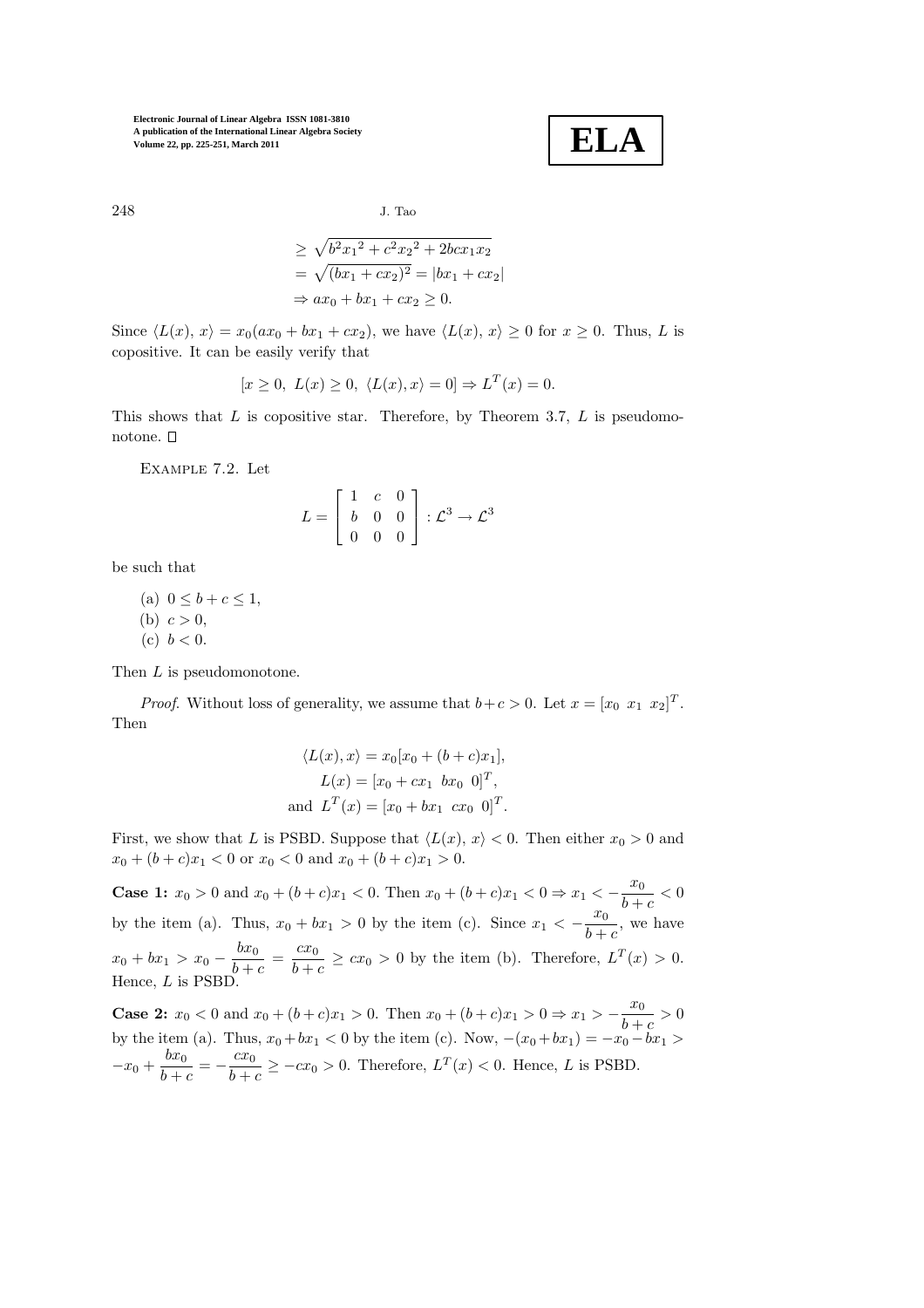$$
\begin{aligned}
&\geq \sqrt{b^2{x_1}^2 + c^2{x_2}^2 + 2bcx_1x_2} \\
&= \sqrt{(bx_1 + cx_2)^2} = |bx_1 + cx_2| \\
&\Rightarrow ax_0 + bx_1 + cx_2 \geq 0.
\end{aligned}
$$

Since $\langle L(x),\, x\rangle = x_0(ax_0 + bx_1 + cx_2)$, we have $\langle L(x),\, x\rangle \geq 0$ for $x \geq 0$. Thus, $L$ is copositive. It can be easily verify that

$$
[x \geq 0,\ L(x) \geq 0,\ \langle L(x), x\rangle = 0] \Rightarrow L^T(x) = 0.
$$

This shows that $L$ is copositive star. Therefore, by Theorem 3.7, $L$ is pseudomonotone. □

Example 7.2. Let

$$
L = \begin{bmatrix} 1 & c & 0 \\ b & 0 & 0 \\ 0 & 0 & 0 \end{bmatrix} : \mathcal{L}^3 \to \mathcal{L}^3
$$

be such that

(a) $0 \leq b + c \leq 1$,
(b) $c > 0$,
(c) $b < 0$.

Then $L$ is pseudomonotone.

*Proof.* Without loss of generality, we assume that $b + c > 0$. Let $x = [x_0\ \ x_1\ \ x_2]^T$. Then

$$
\begin{aligned}
\langle L(x), x\rangle &= x_0[x_0 + (b+c)x_1], \\
L(x) &= [x_0 + cx_1\ \ bx_0\ \ 0]^T, \\
\text{and } L^T(x) &= [x_0 + bx_1\ \ cx_0\ \ 0]^T.
\end{aligned}
$$

First, we show that $L$ is PSBD. Suppose that $\langle L(x),\, x\rangle < 0$. Then either $x_0 > 0$ and $x_0 + (b+c)x_1 < 0$ or $x_0 < 0$ and $x_0 + (b+c)x_1 > 0$.

**Case 1:** $x_0 > 0$ and $x_0 + (b+c)x_1 < 0$. Then $x_0 + (b+c)x_1 < 0 \Rightarrow x_1 < -\dfrac{x_0}{b+c} < 0$ by the item (a). Thus, $x_0 + bx_1 > 0$ by the item (c). Since $x_1 < -\dfrac{x_0}{b+c}$, we have $x_0 + bx_1 > x_0 - \dfrac{bx_0}{b+c} = \dfrac{cx_0}{b+c} \geq cx_0 > 0$ by the item (b). Therefore, $L^T(x) > 0$. Hence, $L$ is PSBD.

**Case 2:** $x_0 < 0$ and $x_0 + (b+c)x_1 > 0$. Then $x_0 + (b+c)x_1 > 0 \Rightarrow x_1 > -\dfrac{x_0}{b+c} > 0$ by the item (a). Thus, $x_0 + bx_1 < 0$ by the item (c). Now, $-(x_0 + bx_1) = -x_0 - bx_1 > -x_0 + \dfrac{bx_0}{b+c} = -\dfrac{cx_0}{b+c} \geq -cx_0 > 0$. Therefore, $L^T(x) < 0$. Hence, $L$ is PSBD.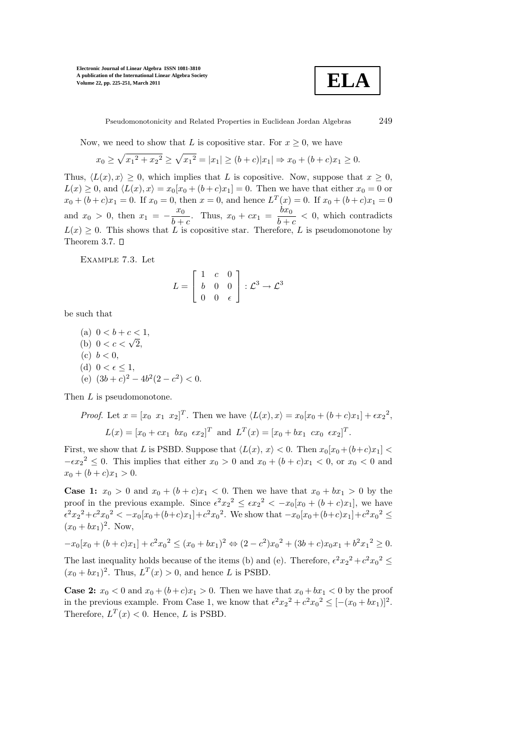Now, we need to show that $L$ is copositive star. For $x \geq 0$, we have

$$x_0 \geq \sqrt{{x_1}^2 + {x_2}^2} \geq \sqrt{{x_1}^2} = |x_1| \geq (b+c)|x_1| \Rightarrow x_0 + (b+c)x_1 \geq 0.$$

Thus, $\langle L(x), x\rangle \geq 0$, which implies that $L$ is copositive. Now, suppose that $x \geq 0$, $L(x) \geq 0$, and $\langle L(x), x\rangle = x_0[x_0 + (b+c)x_1] = 0$. Then we have that either $x_0 = 0$ or $x_0 + (b+c)x_1 = 0$. If $x_0 = 0$, then $x = 0$, and hence $L^T(x) = 0$. If $x_0 + (b+c)x_1 = 0$ and $x_0 > 0$, then $x_1 = -\dfrac{x_0}{b+c}$. Thus, $x_0 + cx_1 = \dfrac{bx_0}{b+c} < 0$, which contradicts $L(x) \geq 0$. This shows that $L$ is copositive star. Therefore, $L$ is pseudomonotone by Theorem 3.7. □

Example 7.3. Let

$$L = \begin{bmatrix} 1 & c & 0 \\ b & 0 & 0 \\ 0 & 0 & \epsilon \end{bmatrix} : \mathcal{L}^3 \rightarrow \mathcal{L}^3$$

be such that

(a) $0 < b + c < 1$,
(b) $0 < c < \sqrt{2}$,
(c) $b < 0$,
(d) $0 < \epsilon \leq 1$,
(e) $(3b+c)^2 - 4b^2(2-c^2) < 0$.

Then $L$ is pseudomonotone.

*Proof.* Let $x = [x_0 \;\; x_1 \;\; x_2]^T$. Then we have $\langle L(x), x\rangle = x_0[x_0 + (b+c)x_1] + \epsilon {x_2}^2$,

$$L(x) = [x_0 + cx_1 \;\; bx_0 \;\; \epsilon x_2]^T \;\text{ and }\; L^T(x) = [x_0 + bx_1 \;\; cx_0 \;\; \epsilon x_2]^T.$$

First, we show that $L$ is PSBD. Suppose that $\langle L(x), x\rangle < 0$. Then $x_0[x_0 + (b+c)x_1] < -\epsilon {x_2}^2 \leq 0$. This implies that either $x_0 > 0$ and $x_0 + (b+c)x_1 < 0$, or $x_0 < 0$ and $x_0 + (b+c)x_1 > 0$.

**Case 1:** $x_0 > 0$ and $x_0 + (b+c)x_1 < 0$. Then we have that $x_0 + bx_1 > 0$ by the proof in the previous example. Since $\epsilon^2 {x_2}^2 \leq \epsilon {x_2}^2 < -x_0[x_0 + (b+c)x_1]$, we have $\epsilon^2 {x_2}^2 + c^2 {x_0}^2 < -x_0[x_0 + (b+c)x_1] + c^2 {x_0}^2$. We show that $-x_0[x_0 + (b+c)x_1] + c^2 {x_0}^2 \leq (x_0 + bx_1)^2$. Now,

$$-x_0[x_0 + (b+c)x_1] + c^2 {x_0}^2 \leq (x_0 + bx_1)^2 \Leftrightarrow (2-c^2){x_0}^2 + (3b+c)x_0x_1 + b^2 {x_1}^2 \geq 0.$$

The last inequality holds because of the items (b) and (e). Therefore, $\epsilon^2 {x_2}^2 + c^2 {x_0}^2 \leq (x_0 + bx_1)^2$. Thus, $L^T(x) > 0$, and hence $L$ is PSBD.

**Case 2:** $x_0 < 0$ and $x_0 + (b+c)x_1 > 0$. Then we have that $x_0 + bx_1 < 0$ by the proof in the previous example. From Case 1, we know that $\epsilon^2 {x_2}^2 + c^2 {x_0}^2 \leq [-(x_0 + bx_1)]^2$. Therefore, $L^T(x) < 0$. Hence, $L$ is PSBD.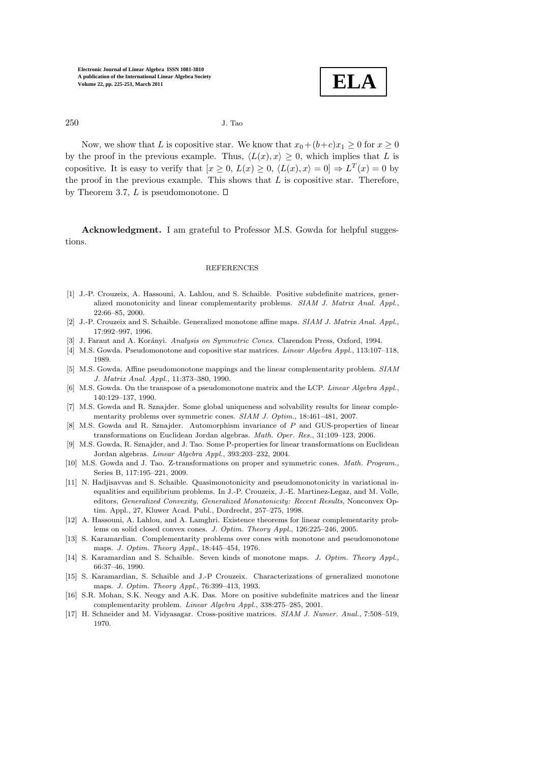Now, we show that $L$ is copositive star. We know that $x_0+(b+c)x_1 \geq 0$ for $x \geq 0$ by the proof in the previous example. Thus, $\langle L(x), x\rangle \geq 0$, which implies that $L$ is copositive. It is easy to verify that $[x \geq 0,\ L(x) \geq 0,\ \langle L(x), x\rangle = 0] \Rightarrow L^T(x) = 0$ by the proof in the previous example. This shows that $L$ is copositive star. Therefore, by Theorem 3.7, $L$ is pseudomonotone. $\square$

**Acknowledgment.** I am grateful to Professor M.S. Gowda for helpful suggestions.

## REFERENCES

[1] J.-P. Crouzeix, A. Hassouni, A. Lahlou, and S. Schaible. Positive subdefinite matrices, generalized monotonicity and linear complementarity problems. *SIAM J. Matrix Anal. Appl.*, 22:66–85, 2000.

[2] J.-P. Crouzeix and S. Schaible. Generalized monotone affine maps. *SIAM J. Matrix Anal. Appl.*, 17:992–997, 1996.

[3] J. Faraut and A. Korányi. *Analysis on Symmetric Cones.* Clarendon Press, Oxford, 1994.

[4] M.S. Gowda. Pseudomonotone and copositive star matrices. *Linear Algebra Appl.*, 113:107–118, 1989.

[5] M.S. Gowda. Affine pseudomonotone mappings and the linear complementarity problem. *SIAM J. Matrix Anal. Appl.*, 11:373–380, 1990.

[6] M.S. Gowda. On the transpose of a pseudomonotone matrix and the LCP. *Linear Algebra Appl.*, 140:129–137, 1990.

[7] M.S. Gowda and R. Sznajder. Some global uniqueness and solvability results for linear complementarity problems over symmetric cones. *SIAM J. Optim.*, 18:461–481, 2007.

[8] M.S. Gowda and R. Sznajder. Automorphism invariance of $P$ and GUS-properties of linear transformations on Euclidean Jordan algebras. *Math. Oper. Res.*, 31:109–123, 2006.

[9] M.S. Gowda, R. Sznajder, and J. Tao. Some P-properties for linear transformations on Euclidean Jordan algebras. *Linear Algebra Appl.*, 393:203–232, 2004.

[10] M.S. Gowda and J. Tao. Z-transformations on proper and symmetric cones. *Math. Program.*, Series B, 117:195–221, 2009.

[11] N. Hadjisavvas and S. Schaible. Quasimonotonicity and pseudomonotonicity in variational inequalities and equilibrium problems. In J.-P. Crouzeix, J.-E. Martinez-Legaz, and M. Volle, editors, *Generalized Convexity, Generalized Monotonicity: Recent Results*, Nonconvex Optim. Appl., 27, Kluwer Acad. Publ., Dordrecht, 257–275, 1998.

[12] A. Hassouni, A. Lahlou, and A. Lamghri. Existence theorems for linear complementarity problems on solid closed convex cones. *J. Optim. Theory Appl.*, 126:225–246, 2005.

[13] S. Karamardian. Complementarity problems over cones with monotone and pseudomonotone maps. *J. Optim. Theory Appl.*, 18:445–454, 1976.

[14] S. Karamardian and S. Schaible. Seven kinds of monotone maps. *J. Optim. Theory Appl.*, 66:37–46, 1990.

[15] S. Karamardian, S. Schaible and J.-P Crouzeix. Characterizations of generalized monotone maps. *J. Optim. Theory Appl.*, 76:399–413, 1993.

[16] S.R. Mohan, S.K. Neogy and A.K. Das. More on positive subdefinite matrices and the linear complementarity problem. *Linear Algebra Appl.*, 338:275–285, 2001.

[17] H. Schneider and M. Vidyasagar. Cross-positive matrices. *SIAM J. Numer. Anal.*, 7:508–519, 1970.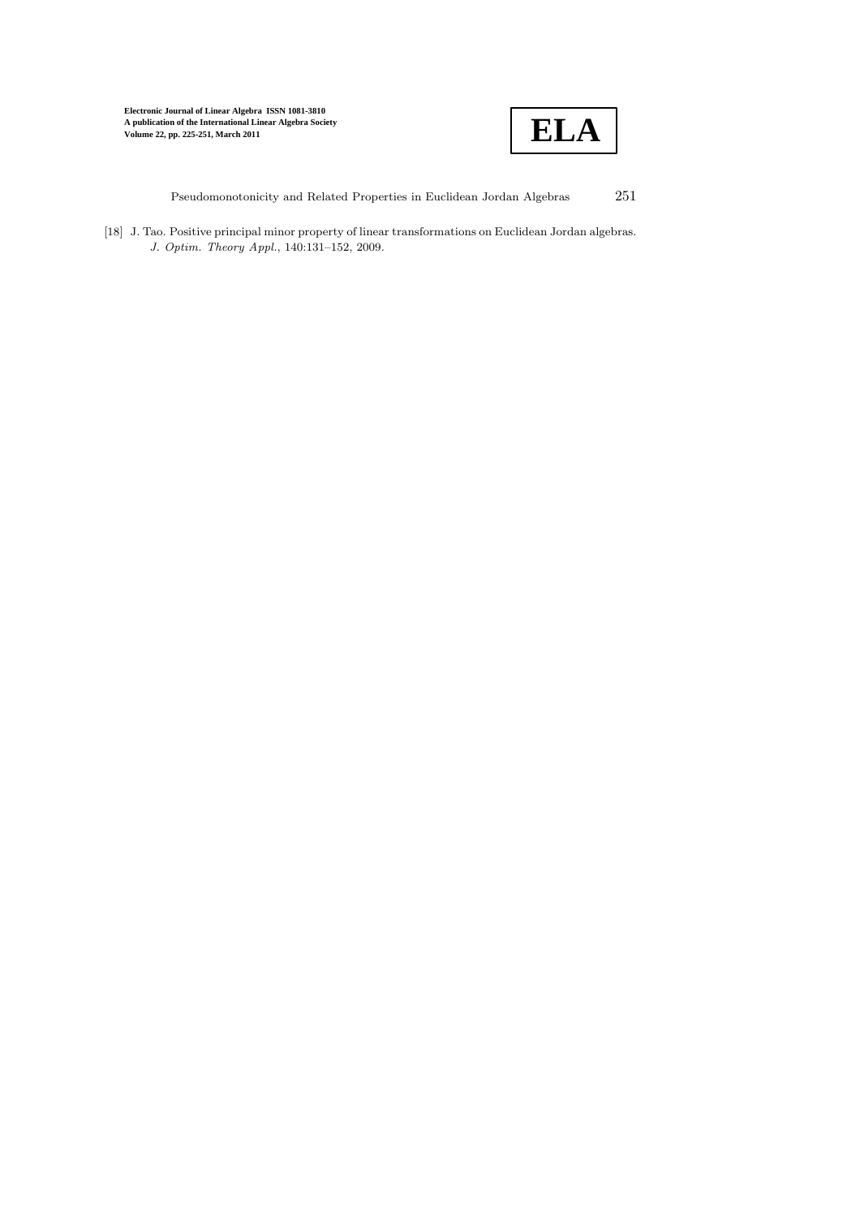[18] J. Tao. Positive principal minor property of linear transformations on Euclidean Jordan algebras. *J. Optim. Theory Appl.*, 140:131–152, 2009.